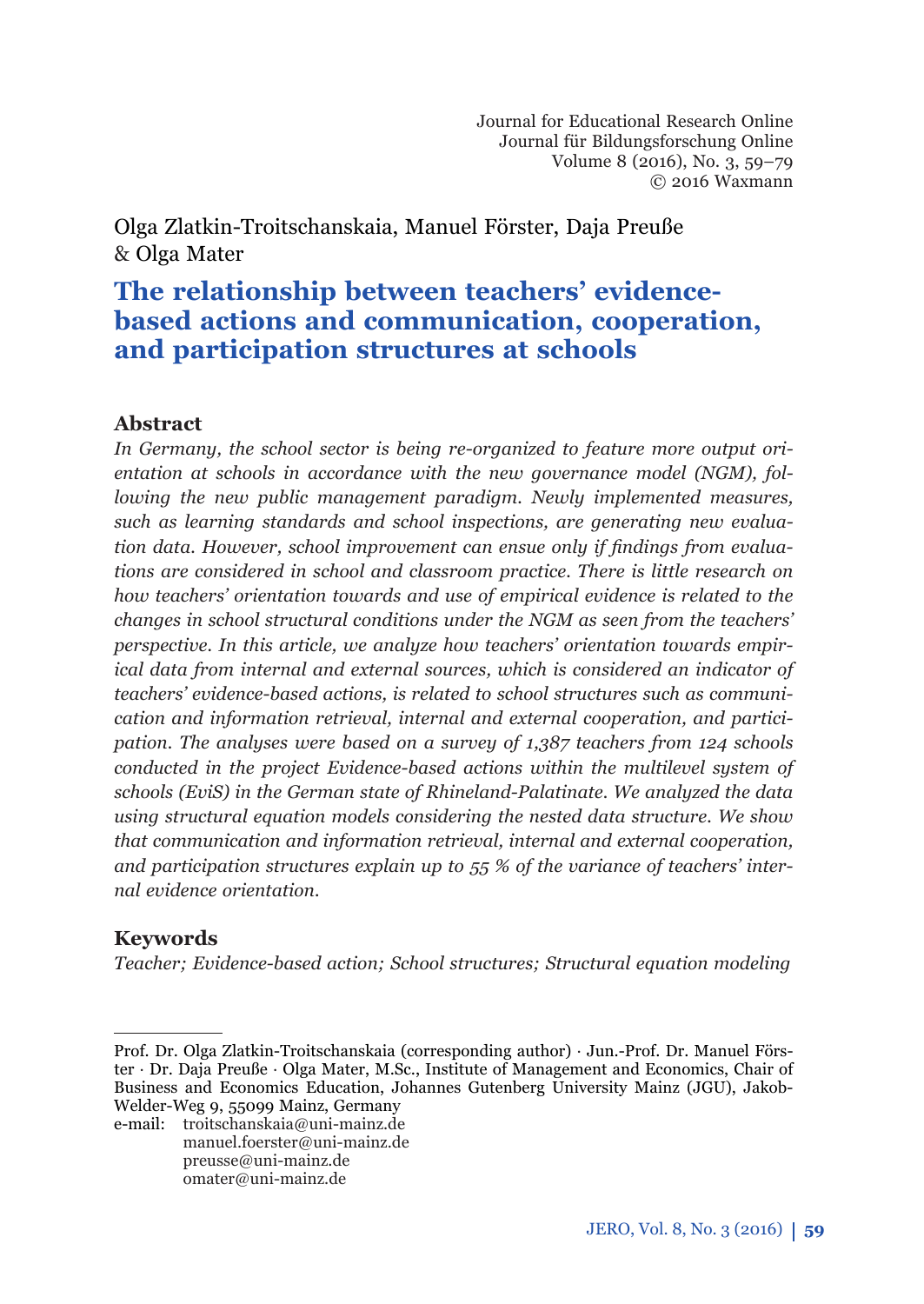Journal for Educational Research Online
Journal für Bildungsforschung Online
Volume 8 (2016), No. 3, 59–79
© 2016 Waxmann

Olga Zlatkin-Troitschanskaia, Manuel Förster, Daja Preuße & Olga Mater

# The relationship between teachers' evidence-based actions and communication, cooperation, and participation structures at schools

## Abstract

*In Germany, the school sector is being re-organized to feature more output orientation at schools in accordance with the new governance model (NGM), following the new public management paradigm. Newly implemented measures, such as learning standards and school inspections, are generating new evaluation data. However, school improvement can ensue only if findings from evaluations are considered in school and classroom practice. There is little research on how teachers' orientation towards and use of empirical evidence is related to the changes in school structural conditions under the NGM as seen from the teachers' perspective. In this article, we analyze how teachers' orientation towards empirical data from internal and external sources, which is considered an indicator of teachers' evidence-based actions, is related to school structures such as communication and information retrieval, internal and external cooperation, and participation. The analyses were based on a survey of 1,387 teachers from 124 schools conducted in the project Evidence-based actions within the multilevel system of schools (EviS) in the German state of Rhineland-Palatinate. We analyzed the data using structural equation models considering the nested data structure. We show that communication and information retrieval, internal and external cooperation, and participation structures explain up to 55 % of the variance of teachers' internal evidence orientation.*

## Keywords

*Teacher; Evidence-based action; School structures; Structural equation modeling*

---

Prof. Dr. Olga Zlatkin-Troitschanskaia (corresponding author) · Jun.-Prof. Dr. Manuel Förster · Dr. Daja Preuße · Olga Mater, M.Sc., Institute of Management and Economics, Chair of Business and Economics Education, Johannes Gutenberg University Mainz (JGU), Jakob-Welder-Weg 9, 55099 Mainz, Germany
e-mail: troitschanskaia@uni-mainz.de
manuel.foerster@uni-mainz.de
preusse@uni-mainz.de
omater@uni-mainz.de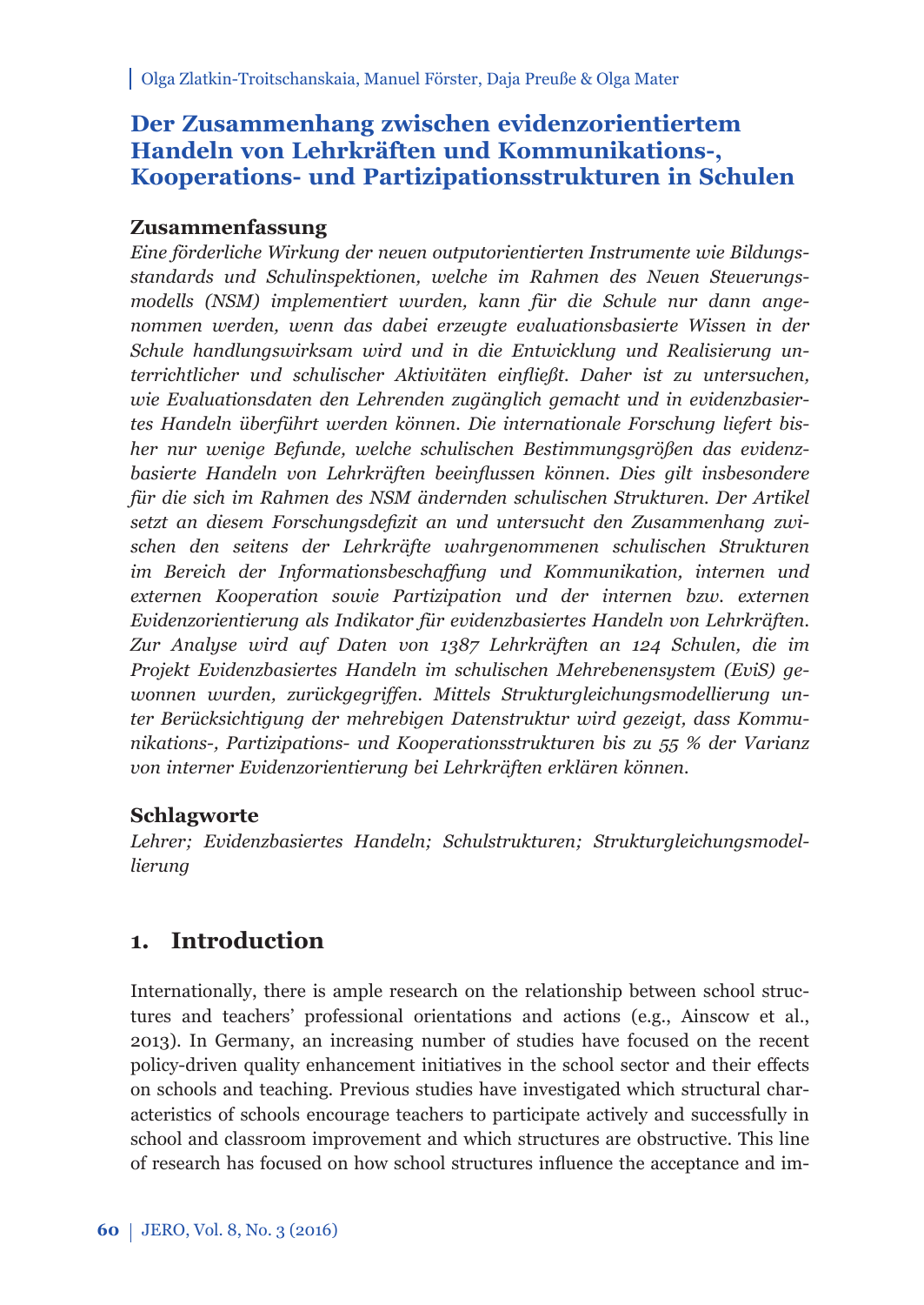Olga Zlatkin-Troitschanskaia, Manuel Förster, Daja Preuße & Olga Mater

# Der Zusammenhang zwischen evidenzorientiertem Handeln von Lehrkräften und Kommunikations-, Kooperations- und Partizipationsstrukturen in Schulen

## Zusammenfassung

*Eine förderliche Wirkung der neuen outputorientierten Instrumente wie Bildungsstandards und Schulinspektionen, welche im Rahmen des Neuen Steuerungsmodells (NSM) implementiert wurden, kann für die Schule nur dann angenommen werden, wenn das dabei erzeugte evaluationsbasierte Wissen in der Schule handlungswirksam wird und in die Entwicklung und Realisierung unterrichtlicher und schulischer Aktivitäten einfließt. Daher ist zu untersuchen, wie Evaluationsdaten den Lehrenden zugänglich gemacht und in evidenzbasiertes Handeln überführt werden können. Die internationale Forschung liefert bisher nur wenige Befunde, welche schulischen Bestimmungsgrößen das evidenzbasierte Handeln von Lehrkräften beeinflussen können. Dies gilt insbesondere für die sich im Rahmen des NSM ändernden schulischen Strukturen. Der Artikel setzt an diesem Forschungsdefizit an und untersucht den Zusammenhang zwischen den seitens der Lehrkräfte wahrgenommenen schulischen Strukturen im Bereich der Informationsbeschaffung und Kommunikation, internen und externen Kooperation sowie Partizipation und der internen bzw. externen Evidenzorientierung als Indikator für evidenzbasiertes Handeln von Lehrkräften. Zur Analyse wird auf Daten von 1387 Lehrkräften an 124 Schulen, die im Projekt Evidenzbasiertes Handeln im schulischen Mehrebenensystem (EviS) gewonnen wurden, zurückgegriffen. Mittels Strukturgleichungsmodellierung unter Berücksichtigung der mehrebigen Datenstruktur wird gezeigt, dass Kommunikations-, Partizipations- und Kooperationsstrukturen bis zu 55 % der Varianz von interner Evidenzorientierung bei Lehrkräften erklären können.*

## Schlagworte

*Lehrer; Evidenzbasiertes Handeln; Schulstrukturen; Strukturgleichungsmodellierung*

## 1. Introduction

Internationally, there is ample research on the relationship between school structures and teachers' professional orientations and actions (e.g., Ainscow et al., 2013). In Germany, an increasing number of studies have focused on the recent policy-driven quality enhancement initiatives in the school sector and their effects on schools and teaching. Previous studies have investigated which structural characteristics of schools encourage teachers to participate actively and successfully in school and classroom improvement and which structures are obstructive. This line of research has focused on how school structures influence the acceptance and im-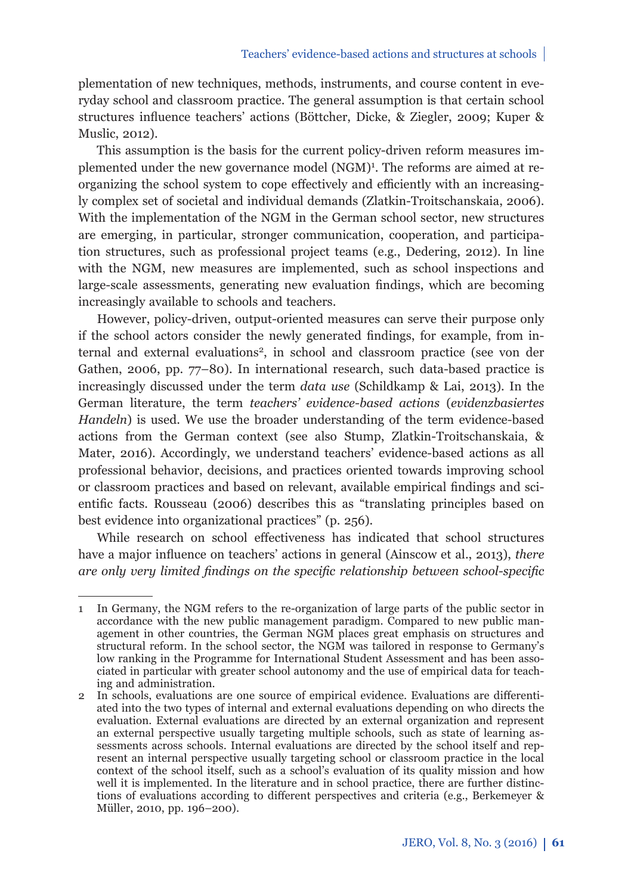plementation of new techniques, methods, instruments, and course content in everyday school and classroom practice. The general assumption is that certain school structures influence teachers' actions (Böttcher, Dicke, & Ziegler, 2009; Kuper & Muslic, 2012).

This assumption is the basis for the current policy-driven reform measures implemented under the new governance model (NGM)[1]. The reforms are aimed at reorganizing the school system to cope effectively and efficiently with an increasingly complex set of societal and individual demands (Zlatkin-Troitschanskaia, 2006). With the implementation of the NGM in the German school sector, new structures are emerging, in particular, stronger communication, cooperation, and participation structures, such as professional project teams (e.g., Dedering, 2012). In line with the NGM, new measures are implemented, such as school inspections and large-scale assessments, generating new evaluation findings, which are becoming increasingly available to schools and teachers.

However, policy-driven, output-oriented measures can serve their purpose only if the school actors consider the newly generated findings, for example, from internal and external evaluations[2], in school and classroom practice (see von der Gathen, 2006, pp. 77–80). In international research, such data-based practice is increasingly discussed under the term *data use* (Schildkamp & Lai, 2013). In the German literature, the term *teachers' evidence-based actions* (*evidenzbasiertes Handeln*) is used. We use the broader understanding of the term evidence-based actions from the German context (see also Stump, Zlatkin-Troitschanskaia, & Mater, 2016). Accordingly, we understand teachers' evidence-based actions as all professional behavior, decisions, and practices oriented towards improving school or classroom practices and based on relevant, available empirical findings and scientific facts. Rousseau (2006) describes this as "translating principles based on best evidence into organizational practices" (p. 256).

While research on school effectiveness has indicated that school structures have a major influence on teachers' actions in general (Ainscow et al., 2013), *there are only very limited findings on the specific relationship between school-specific*

---

1 In Germany, the NGM refers to the re-organization of large parts of the public sector in accordance with the new public management paradigm. Compared to new public management in other countries, the German NGM places great emphasis on structures and structural reform. In the school sector, the NGM was tailored in response to Germany's low ranking in the Programme for International Student Assessment and has been associated in particular with greater school autonomy and the use of empirical data for teaching and administration.

2 In schools, evaluations are one source of empirical evidence. Evaluations are differentiated into the two types of internal and external evaluations depending on who directs the evaluation. External evaluations are directed by an external organization and represent an external perspective usually targeting multiple schools, such as state of learning assessments across schools. Internal evaluations are directed by the school itself and represent an internal perspective usually targeting school or classroom practice in the local context of the school itself, such as a school's evaluation of its quality mission and how well it is implemented. In the literature and in school practice, there are further distinctions of evaluations according to different perspectives and criteria (e.g., Berkemeyer & Müller, 2010, pp. 196–200).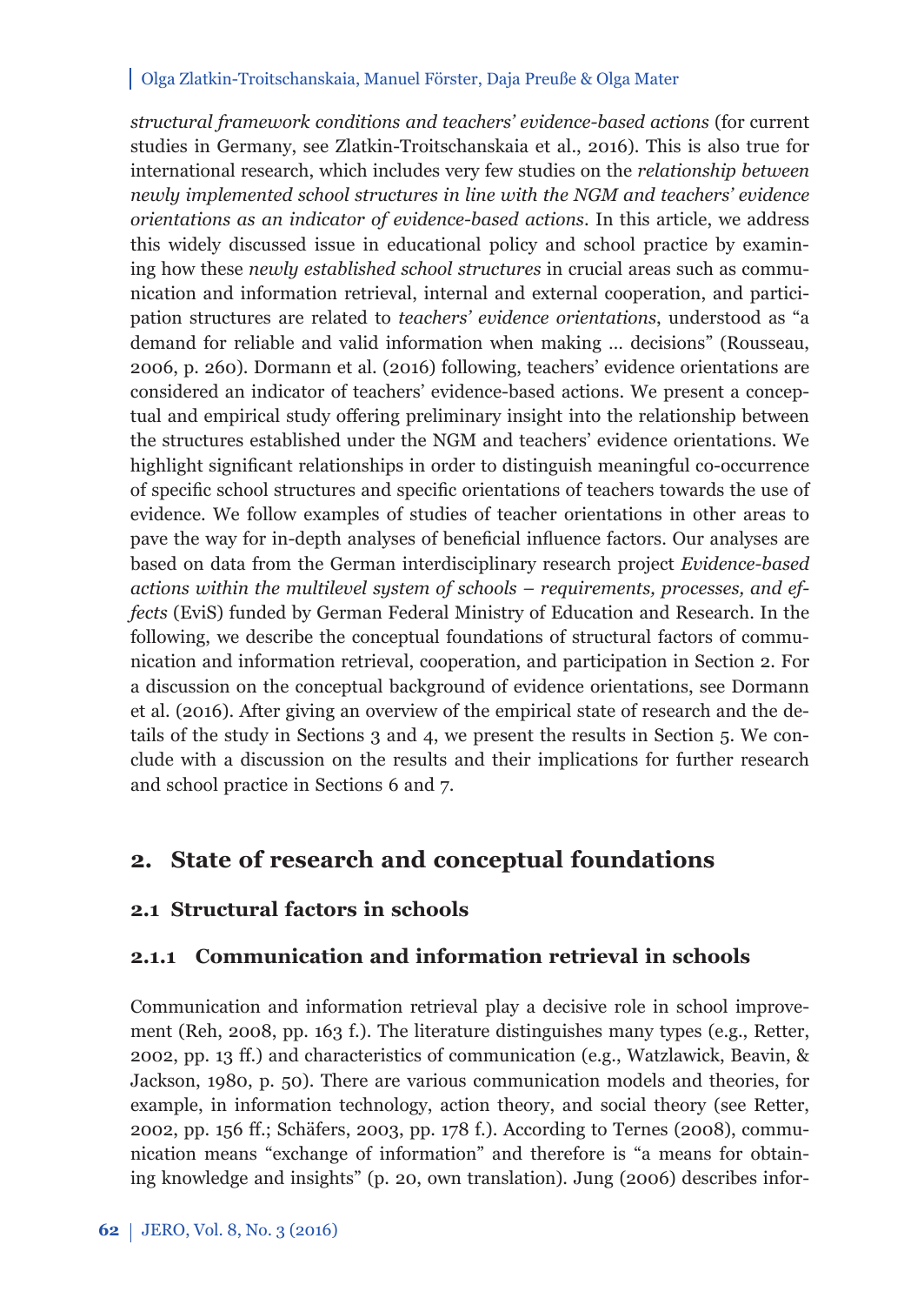*structural framework conditions and teachers' evidence-based actions* (for current studies in Germany, see Zlatkin-Troitschanskaia et al., 2016). This is also true for international research, which includes very few studies on the *relationship between newly implemented school structures in line with the NGM and teachers' evidence orientations as an indicator of evidence-based actions*. In this article, we address this widely discussed issue in educational policy and school practice by examining how these *newly established school structures* in crucial areas such as communication and information retrieval, internal and external cooperation, and participation structures are related to *teachers' evidence orientations*, understood as "a demand for reliable and valid information when making … decisions" (Rousseau, 2006, p. 260). Dormann et al. (2016) following, teachers' evidence orientations are considered an indicator of teachers' evidence-based actions. We present a conceptual and empirical study offering preliminary insight into the relationship between the structures established under the NGM and teachers' evidence orientations. We highlight significant relationships in order to distinguish meaningful co-occurrence of specific school structures and specific orientations of teachers towards the use of evidence. We follow examples of studies of teacher orientations in other areas to pave the way for in-depth analyses of beneficial influence factors. Our analyses are based on data from the German interdisciplinary research project *Evidence-based actions within the multilevel system of schools – requirements, processes, and effects* (EviS) funded by German Federal Ministry of Education and Research. In the following, we describe the conceptual foundations of structural factors of communication and information retrieval, cooperation, and participation in Section 2. For a discussion on the conceptual background of evidence orientations, see Dormann et al. (2016). After giving an overview of the empirical state of research and the details of the study in Sections 3 and 4, we present the results in Section 5. We conclude with a discussion on the results and their implications for further research and school practice in Sections 6 and 7.

## 2. State of research and conceptual foundations

### 2.1 Structural factors in schools

#### 2.1.1 Communication and information retrieval in schools

Communication and information retrieval play a decisive role in school improvement (Reh, 2008, pp. 163 f.). The literature distinguishes many types (e.g., Retter, 2002, pp. 13 ff.) and characteristics of communication (e.g., Watzlawick, Beavin, & Jackson, 1980, p. 50). There are various communication models and theories, for example, in information technology, action theory, and social theory (see Retter, 2002, pp. 156 ff.; Schäfers, 2003, pp. 178 f.). According to Ternes (2008), communication means "exchange of information" and therefore is "a means for obtaining knowledge and insights" (p. 20, own translation). Jung (2006) describes infor-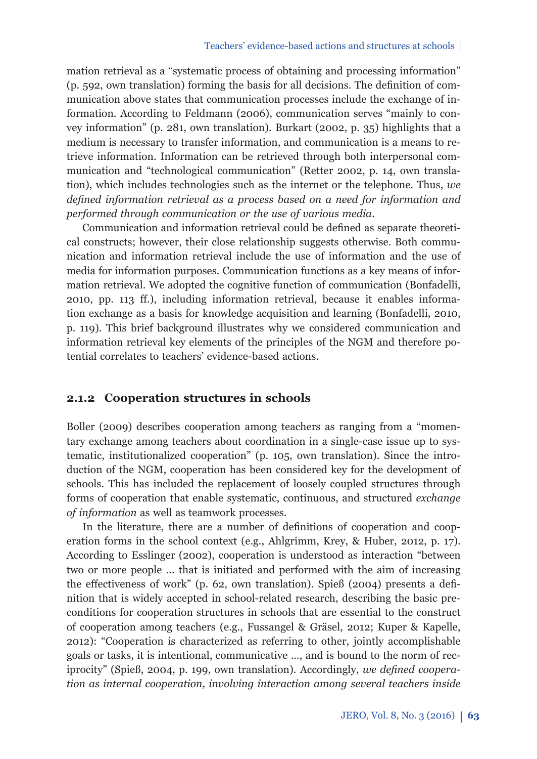mation retrieval as a "systematic process of obtaining and processing information" (p. 592, own translation) forming the basis for all decisions. The definition of communication above states that communication processes include the exchange of information. According to Feldmann (2006), communication serves "mainly to convey information" (p. 281, own translation). Burkart (2002, p. 35) highlights that a medium is necessary to transfer information, and communication is a means to retrieve information. Information can be retrieved through both interpersonal communication and "technological communication" (Retter 2002, p. 14, own translation), which includes technologies such as the internet or the telephone. Thus, *we defined information retrieval as a process based on a need for information and performed through communication or the use of various media*.

Communication and information retrieval could be defined as separate theoretical constructs; however, their close relationship suggests otherwise. Both communication and information retrieval include the use of information and the use of media for information purposes. Communication functions as a key means of information retrieval. We adopted the cognitive function of communication (Bonfadelli, 2010, pp. 113 ff.), including information retrieval, because it enables information exchange as a basis for knowledge acquisition and learning (Bonfadelli, 2010, p. 119). This brief background illustrates why we considered communication and information retrieval key elements of the principles of the NGM and therefore potential correlates to teachers' evidence-based actions.

### 2.1.2 Cooperation structures in schools

Boller (2009) describes cooperation among teachers as ranging from a "momentary exchange among teachers about coordination in a single-case issue up to systematic, institutionalized cooperation" (p. 105, own translation). Since the introduction of the NGM, cooperation has been considered key for the development of schools. This has included the replacement of loosely coupled structures through forms of cooperation that enable systematic, continuous, and structured *exchange of information* as well as teamwork processes.

In the literature, there are a number of definitions of cooperation and cooperation forms in the school context (e.g., Ahlgrimm, Krey, & Huber, 2012, p. 17). According to Esslinger (2002), cooperation is understood as interaction "between two or more people … that is initiated and performed with the aim of increasing the effectiveness of work" (p. 62, own translation). Spieß (2004) presents a definition that is widely accepted in school-related research, describing the basic preconditions for cooperation structures in schools that are essential to the construct of cooperation among teachers (e.g., Fussangel & Gräsel, 2012; Kuper & Kapelle, 2012): "Cooperation is characterized as referring to other, jointly accomplishable goals or tasks, it is intentional, communicative …, and is bound to the norm of reciprocity" (Spieß, 2004, p. 199, own translation). Accordingly, *we defined cooperation as internal cooperation, involving interaction among several teachers inside*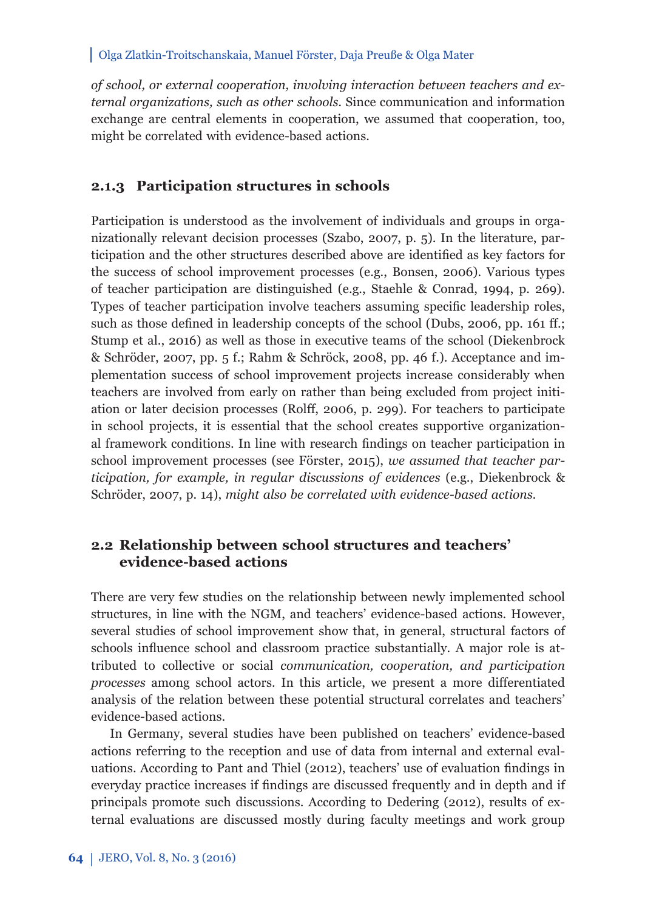*of school, or external cooperation, involving interaction between teachers and external organizations, such as other schools.* Since communication and information exchange are central elements in cooperation, we assumed that cooperation, too, might be correlated with evidence-based actions.

### 2.1.3 Participation structures in schools

Participation is understood as the involvement of individuals and groups in organizationally relevant decision processes (Szabo, 2007, p. 5). In the literature, participation and the other structures described above are identified as key factors for the success of school improvement processes (e.g., Bonsen, 2006). Various types of teacher participation are distinguished (e.g., Staehle & Conrad, 1994, p. 269). Types of teacher participation involve teachers assuming specific leadership roles, such as those defined in leadership concepts of the school (Dubs, 2006, pp. 161 ff.; Stump et al., 2016) as well as those in executive teams of the school (Diekenbrock & Schröder, 2007, pp. 5 f.; Rahm & Schröck, 2008, pp. 46 f.). Acceptance and implementation success of school improvement projects increase considerably when teachers are involved from early on rather than being excluded from project initiation or later decision processes (Rolff, 2006, p. 299). For teachers to participate in school projects, it is essential that the school creates supportive organizational framework conditions. In line with research findings on teacher participation in school improvement processes (see Förster, 2015), *we assumed that teacher participation, for example, in regular discussions of evidences* (e.g., Diekenbrock & Schröder, 2007, p. 14), *might also be correlated with evidence-based actions.*

## 2.2 Relationship between school structures and teachers' evidence-based actions

There are very few studies on the relationship between newly implemented school structures, in line with the NGM, and teachers' evidence-based actions. However, several studies of school improvement show that, in general, structural factors of schools influence school and classroom practice substantially. A major role is attributed to collective or social *communication, cooperation, and participation processes* among school actors. In this article, we present a more differentiated analysis of the relation between these potential structural correlates and teachers' evidence-based actions.

In Germany, several studies have been published on teachers' evidence-based actions referring to the reception and use of data from internal and external evaluations. According to Pant and Thiel (2012), teachers' use of evaluation findings in everyday practice increases if findings are discussed frequently and in depth and if principals promote such discussions. According to Dedering (2012), results of external evaluations are discussed mostly during faculty meetings and work group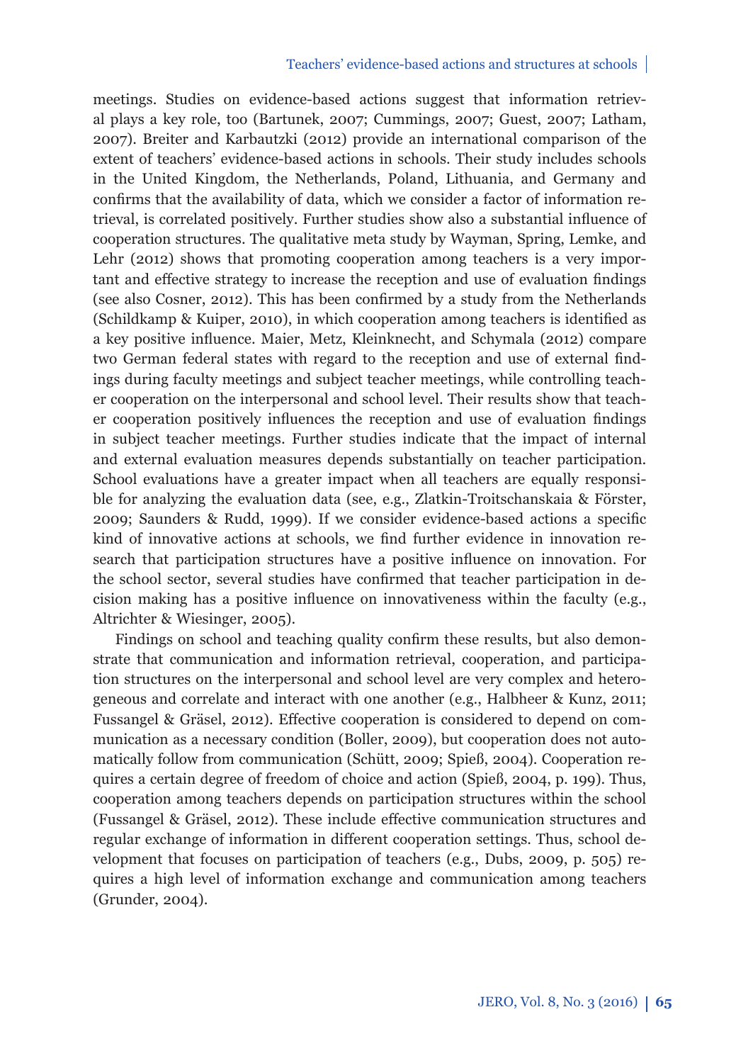meetings. Studies on evidence-based actions suggest that information retrieval plays a key role, too (Bartunek, 2007; Cummings, 2007; Guest, 2007; Latham, 2007). Breiter and Karbautzki (2012) provide an international comparison of the extent of teachers' evidence-based actions in schools. Their study includes schools in the United Kingdom, the Netherlands, Poland, Lithuania, and Germany and confirms that the availability of data, which we consider a factor of information retrieval, is correlated positively. Further studies show also a substantial influence of cooperation structures. The qualitative meta study by Wayman, Spring, Lemke, and Lehr (2012) shows that promoting cooperation among teachers is a very important and effective strategy to increase the reception and use of evaluation findings (see also Cosner, 2012). This has been confirmed by a study from the Netherlands (Schildkamp & Kuiper, 2010), in which cooperation among teachers is identified as a key positive influence. Maier, Metz, Kleinknecht, and Schymala (2012) compare two German federal states with regard to the reception and use of external findings during faculty meetings and subject teacher meetings, while controlling teacher cooperation on the interpersonal and school level. Their results show that teacher cooperation positively influences the reception and use of evaluation findings in subject teacher meetings. Further studies indicate that the impact of internal and external evaluation measures depends substantially on teacher participation. School evaluations have a greater impact when all teachers are equally responsible for analyzing the evaluation data (see, e.g., Zlatkin-Troitschanskaia & Förster, 2009; Saunders & Rudd, 1999). If we consider evidence-based actions a specific kind of innovative actions at schools, we find further evidence in innovation research that participation structures have a positive influence on innovation. For the school sector, several studies have confirmed that teacher participation in decision making has a positive influence on innovativeness within the faculty (e.g., Altrichter & Wiesinger, 2005).

Findings on school and teaching quality confirm these results, but also demonstrate that communication and information retrieval, cooperation, and participation structures on the interpersonal and school level are very complex and heterogeneous and correlate and interact with one another (e.g., Halbheer & Kunz, 2011; Fussangel & Gräsel, 2012). Effective cooperation is considered to depend on communication as a necessary condition (Boller, 2009), but cooperation does not automatically follow from communication (Schütt, 2009; Spieß, 2004). Cooperation requires a certain degree of freedom of choice and action (Spieß, 2004, p. 199). Thus, cooperation among teachers depends on participation structures within the school (Fussangel & Gräsel, 2012). These include effective communication structures and regular exchange of information in different cooperation settings. Thus, school development that focuses on participation of teachers (e.g., Dubs, 2009, p. 505) requires a high level of information exchange and communication among teachers (Grunder, 2004).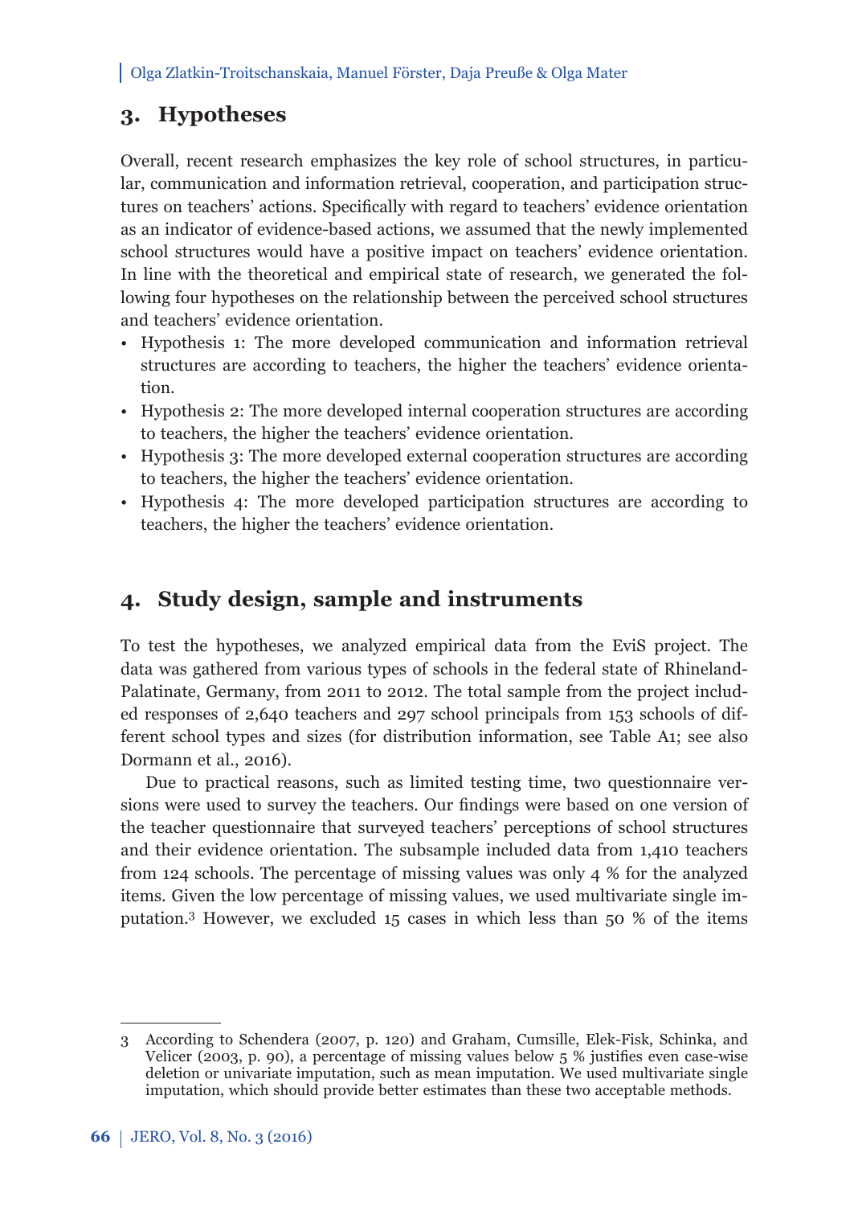## 3. Hypotheses

Overall, recent research emphasizes the key role of school structures, in particular, communication and information retrieval, cooperation, and participation structures on teachers' actions. Specifically with regard to teachers' evidence orientation as an indicator of evidence-based actions, we assumed that the newly implemented school structures would have a positive impact on teachers' evidence orientation. In line with the theoretical and empirical state of research, we generated the following four hypotheses on the relationship between the perceived school structures and teachers' evidence orientation.

- Hypothesis 1: The more developed communication and information retrieval structures are according to teachers, the higher the teachers' evidence orientation.
- Hypothesis 2: The more developed internal cooperation structures are according to teachers, the higher the teachers' evidence orientation.
- Hypothesis 3: The more developed external cooperation structures are according to teachers, the higher the teachers' evidence orientation.
- Hypothesis 4: The more developed participation structures are according to teachers, the higher the teachers' evidence orientation.

## 4. Study design, sample and instruments

To test the hypotheses, we analyzed empirical data from the EviS project. The data was gathered from various types of schools in the federal state of Rhineland-Palatinate, Germany, from 2011 to 2012. The total sample from the project included responses of 2,640 teachers and 297 school principals from 153 schools of different school types and sizes (for distribution information, see Table A1; see also Dormann et al., 2016).

Due to practical reasons, such as limited testing time, two questionnaire versions were used to survey the teachers. Our findings were based on one version of the teacher questionnaire that surveyed teachers' perceptions of school structures and their evidence orientation. The subsample included data from 1,410 teachers from 124 schools. The percentage of missing values was only 4 % for the analyzed items. Given the low percentage of missing values, we used multivariate single imputation.[3] However, we excluded 15 cases in which less than 50 % of the items

[3] According to Schendera (2007, p. 120) and Graham, Cumsille, Elek-Fisk, Schinka, and Velicer (2003, p. 90), a percentage of missing values below 5 % justifies even case-wise deletion or univariate imputation, such as mean imputation. We used multivariate single imputation, which should provide better estimates than these two acceptable methods.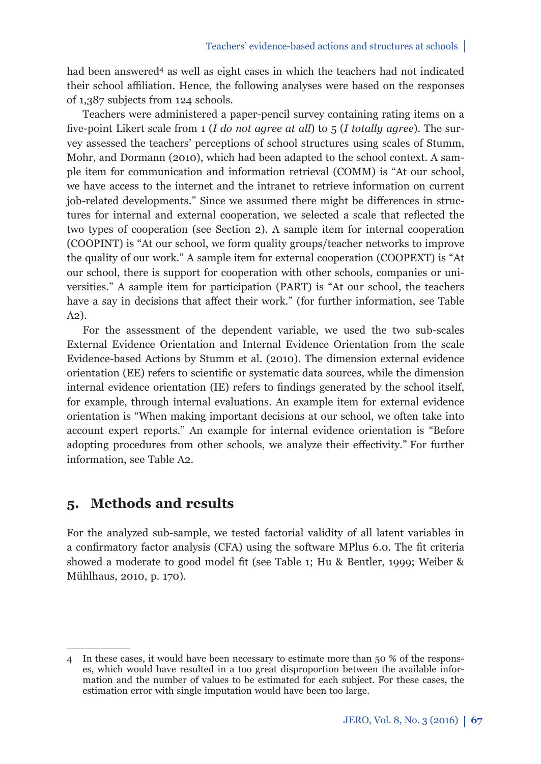had been answered[4] as well as eight cases in which the teachers had not indicated their school affiliation. Hence, the following analyses were based on the responses of 1,387 subjects from 124 schools.

Teachers were administered a paper-pencil survey containing rating items on a five-point Likert scale from 1 (*I do not agree at all*) to 5 (*I totally agree*). The survey assessed the teachers' perceptions of school structures using scales of Stumm, Mohr, and Dormann (2010), which had been adapted to the school context. A sample item for communication and information retrieval (COMM) is "At our school, we have access to the internet and the intranet to retrieve information on current job-related developments." Since we assumed there might be differences in structures for internal and external cooperation, we selected a scale that reflected the two types of cooperation (see Section 2). A sample item for internal cooperation (COOPINT) is "At our school, we form quality groups/teacher networks to improve the quality of our work." A sample item for external cooperation (COOPEXT) is "At our school, there is support for cooperation with other schools, companies or universities." A sample item for participation (PART) is "At our school, the teachers have a say in decisions that affect their work." (for further information, see Table A2).

For the assessment of the dependent variable, we used the two sub-scales External Evidence Orientation and Internal Evidence Orientation from the scale Evidence-based Actions by Stumm et al. (2010). The dimension external evidence orientation (EE) refers to scientific or systematic data sources, while the dimension internal evidence orientation (IE) refers to findings generated by the school itself, for example, through internal evaluations. An example item for external evidence orientation is "When making important decisions at our school, we often take into account expert reports." An example for internal evidence orientation is "Before adopting procedures from other schools, we analyze their effectivity." For further information, see Table A2.

## 5. Methods and results

For the analyzed sub-sample, we tested factorial validity of all latent variables in a confirmatory factor analysis (CFA) using the software MPlus 6.0. The fit criteria showed a moderate to good model fit (see Table 1; Hu & Bentler, 1999; Weiber & Mühlhaus, 2010, p. 170).

---

[4] In these cases, it would have been necessary to estimate more than 50 % of the responses, which would have resulted in a too great disproportion between the available information and the number of values to be estimated for each subject. For these cases, the estimation error with single imputation would have been too large.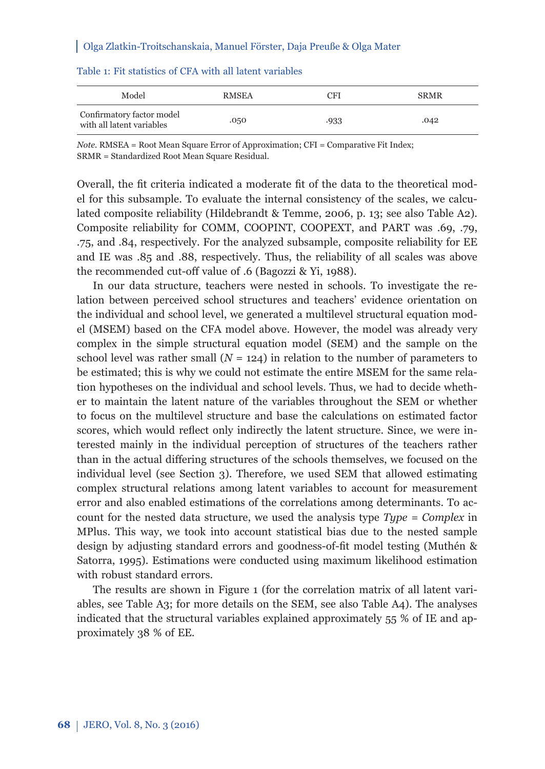Table 1: Fit statistics of CFA with all latent variables

| Model | RMSEA | CFI | SRMR |
|---|---|---|---|
| Confirmatory factor model with all latent variables | .050 | .933 | .042 |

*Note.* RMSEA = Root Mean Square Error of Approximation; CFI = Comparative Fit Index; SRMR = Standardized Root Mean Square Residual.

Overall, the fit criteria indicated a moderate fit of the data to the theoretical model for this subsample. To evaluate the internal consistency of the scales, we calculated composite reliability (Hildebrandt & Temme, 2006, p. 13; see also Table A2). Composite reliability for COMM, COOPINT, COOPEXT, and PART was .69, .79, .75, and .84, respectively. For the analyzed subsample, composite reliability for EE and IE was .85 and .88, respectively. Thus, the reliability of all scales was above the recommended cut-off value of .6 (Bagozzi & Yi, 1988).

In our data structure, teachers were nested in schools. To investigate the relation between perceived school structures and teachers' evidence orientation on the individual and school level, we generated a multilevel structural equation model (MSEM) based on the CFA model above. However, the model was already very complex in the simple structural equation model (SEM) and the sample on the school level was rather small ($N$ = 124) in relation to the number of parameters to be estimated; this is why we could not estimate the entire MSEM for the same relation hypotheses on the individual and school levels. Thus, we had to decide whether to maintain the latent nature of the variables throughout the SEM or whether to focus on the multilevel structure and base the calculations on estimated factor scores, which would reflect only indirectly the latent structure. Since, we were interested mainly in the individual perception of structures of the teachers rather than in the actual differing structures of the schools themselves, we focused on the individual level (see Section 3). Therefore, we used SEM that allowed estimating complex structural relations among latent variables to account for measurement error and also enabled estimations of the correlations among determinants. To account for the nested data structure, we used the analysis type *Type* = *Complex* in MPlus. This way, we took into account statistical bias due to the nested sample design by adjusting standard errors and goodness-of-fit model testing (Muthén & Satorra, 1995). Estimations were conducted using maximum likelihood estimation with robust standard errors.

The results are shown in Figure 1 (for the correlation matrix of all latent variables, see Table A3; for more details on the SEM, see also Table A4). The analyses indicated that the structural variables explained approximately 55 % of IE and approximately 38 % of EE.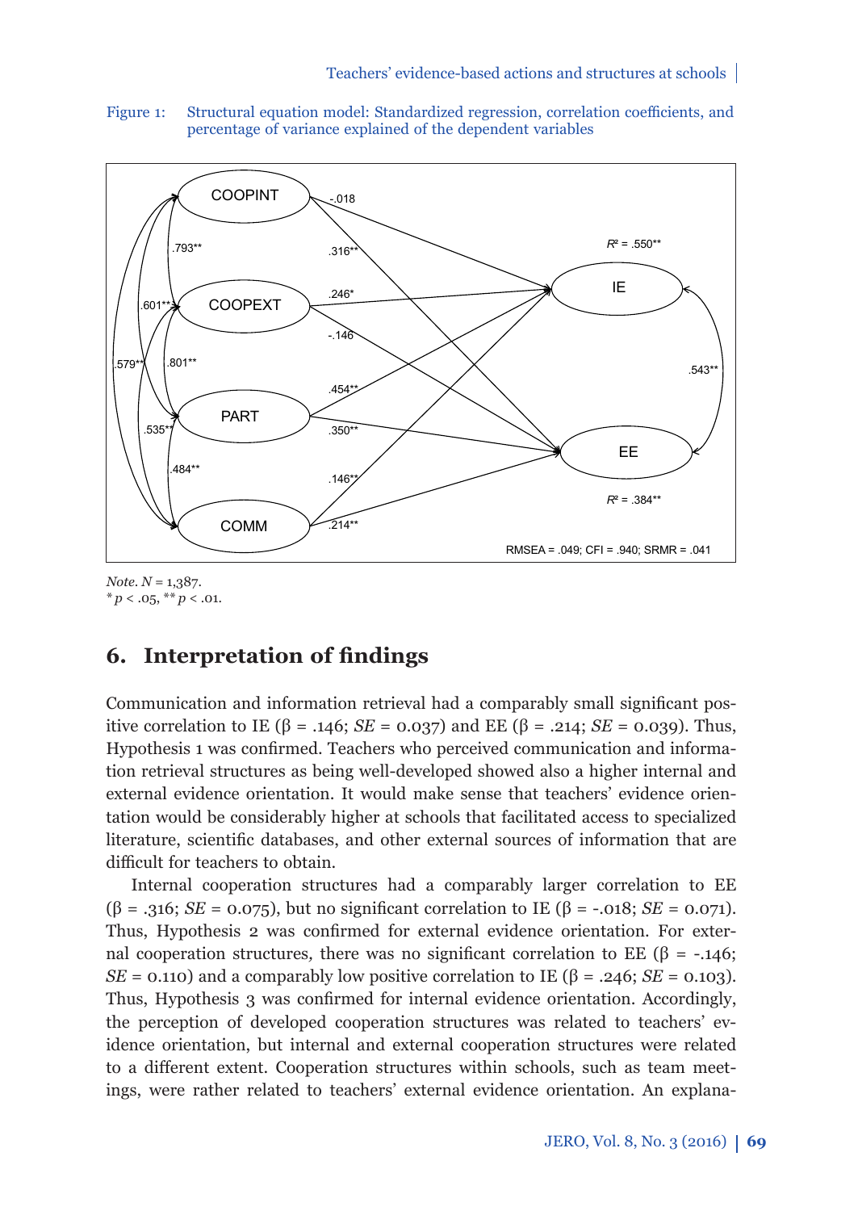Figure 1: Structural equation model: Standardized regression, correlation coefficients, and percentage of variance explained of the dependent variables

*Note.* *N* = 1,387.
* *p* < .05, ** *p* < .01.

## 6. Interpretation of findings

Communication and information retrieval had a comparably small significant positive correlation to IE (β = .146; *SE* = 0.037) and EE (β = .214; *SE* = 0.039). Thus, Hypothesis 1 was confirmed. Teachers who perceived communication and information retrieval structures as being well-developed showed also a higher internal and external evidence orientation. It would make sense that teachers' evidence orientation would be considerably higher at schools that facilitated access to specialized literature, scientific databases, and other external sources of information that are difficult for teachers to obtain.

Internal cooperation structures had a comparably larger correlation to EE (β = .316; *SE* = 0.075), but no significant correlation to IE (β = -.018; *SE* = 0.071). Thus, Hypothesis 2 was confirmed for external evidence orientation. For external cooperation structures, there was no significant correlation to EE (β = -.146; *SE* = 0.110) and a comparably low positive correlation to IE (β = .246; *SE* = 0.103). Thus, Hypothesis 3 was confirmed for internal evidence orientation. Accordingly, the perception of developed cooperation structures was related to teachers' evidence orientation, but internal and external cooperation structures were related to a different extent. Cooperation structures within schools, such as team meetings, were rather related to teachers' external evidence orientation. An explana-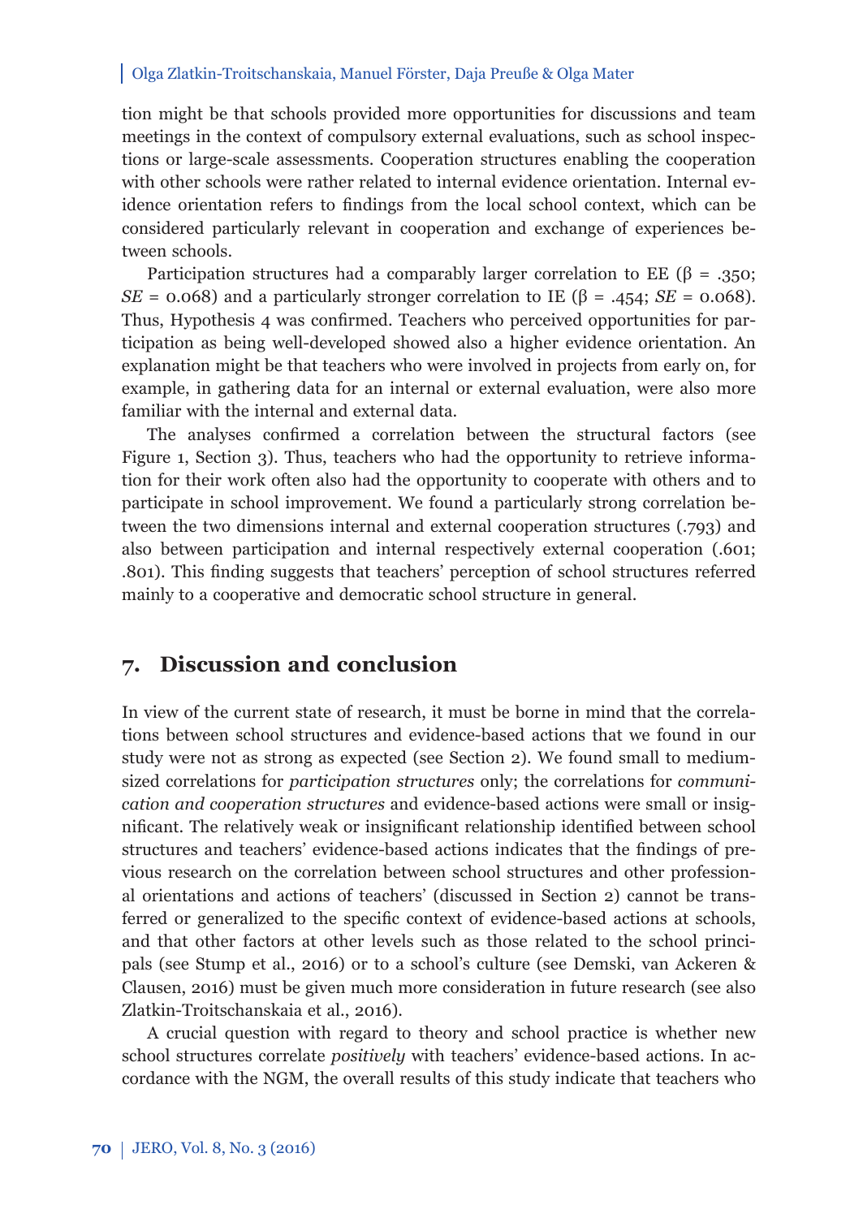tion might be that schools provided more opportunities for discussions and team meetings in the context of compulsory external evaluations, such as school inspections or large-scale assessments. Cooperation structures enabling the cooperation with other schools were rather related to internal evidence orientation. Internal evidence orientation refers to findings from the local school context, which can be considered particularly relevant in cooperation and exchange of experiences between schools.

Participation structures had a comparably larger correlation to EE ($\beta$ = .350; *SE* = 0.068) and a particularly stronger correlation to IE ($\beta$ = .454; *SE* = 0.068). Thus, Hypothesis 4 was confirmed. Teachers who perceived opportunities for participation as being well-developed showed also a higher evidence orientation. An explanation might be that teachers who were involved in projects from early on, for example, in gathering data for an internal or external evaluation, were also more familiar with the internal and external data.

The analyses confirmed a correlation between the structural factors (see Figure 1, Section 3). Thus, teachers who had the opportunity to retrieve information for their work often also had the opportunity to cooperate with others and to participate in school improvement. We found a particularly strong correlation between the two dimensions internal and external cooperation structures (.793) and also between participation and internal respectively external cooperation (.601; .801). This finding suggests that teachers' perception of school structures referred mainly to a cooperative and democratic school structure in general.

## 7. Discussion and conclusion

In view of the current state of research, it must be borne in mind that the correlations between school structures and evidence-based actions that we found in our study were not as strong as expected (see Section 2). We found small to medium-sized correlations for *participation structures* only; the correlations for *communication and cooperation structures* and evidence-based actions were small or insignificant. The relatively weak or insignificant relationship identified between school structures and teachers' evidence-based actions indicates that the findings of previous research on the correlation between school structures and other professional orientations and actions of teachers' (discussed in Section 2) cannot be transferred or generalized to the specific context of evidence-based actions at schools, and that other factors at other levels such as those related to the school principals (see Stump et al., 2016) or to a school's culture (see Demski, van Ackeren & Clausen, 2016) must be given much more consideration in future research (see also Zlatkin-Troitschanskaia et al., 2016).

A crucial question with regard to theory and school practice is whether new school structures correlate *positively* with teachers' evidence-based actions. In accordance with the NGM, the overall results of this study indicate that teachers who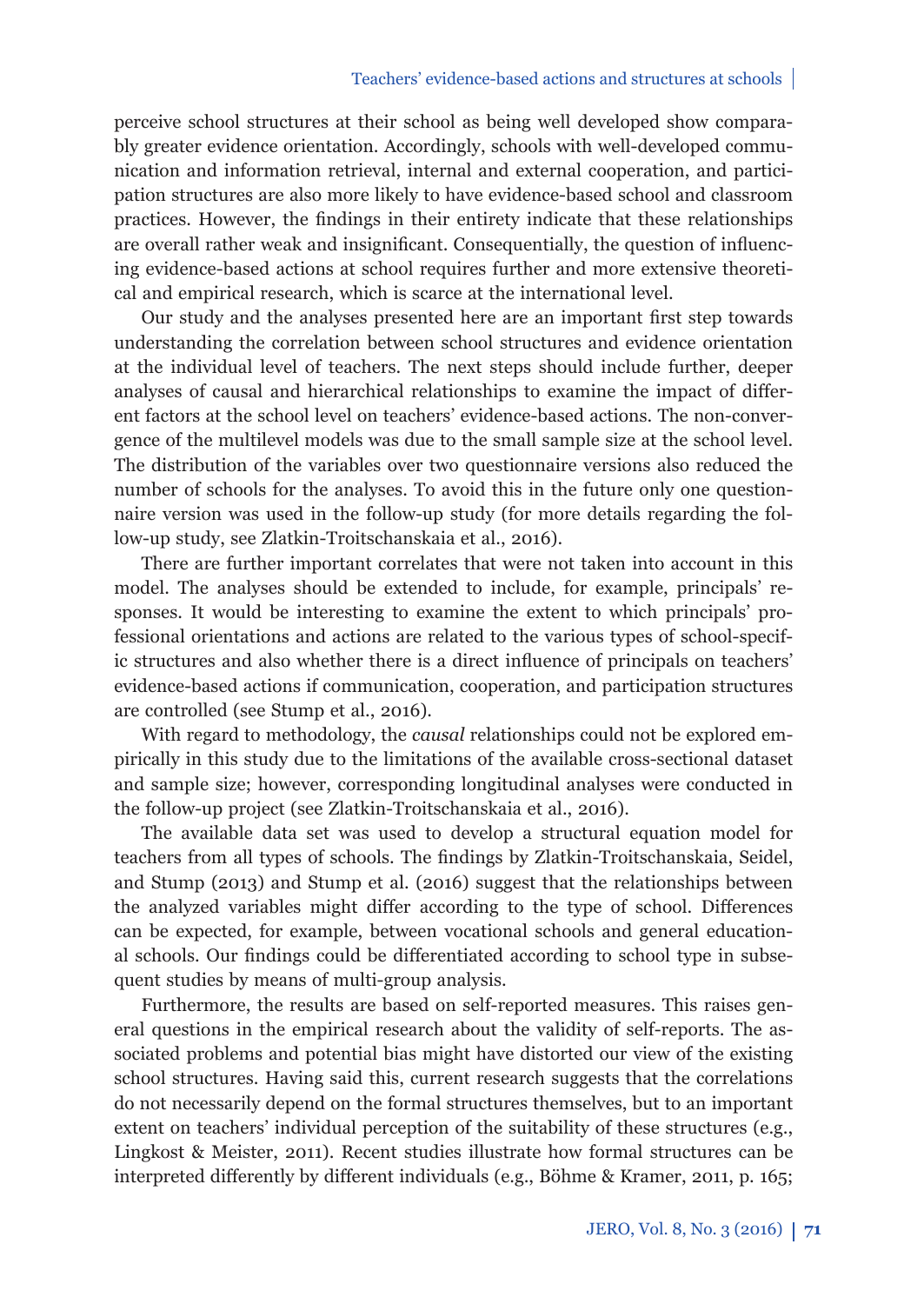perceive school structures at their school as being well developed show comparably greater evidence orientation. Accordingly, schools with well-developed communication and information retrieval, internal and external cooperation, and participation structures are also more likely to have evidence-based school and classroom practices. However, the findings in their entirety indicate that these relationships are overall rather weak and insignificant. Consequentially, the question of influencing evidence-based actions at school requires further and more extensive theoretical and empirical research, which is scarce at the international level.

Our study and the analyses presented here are an important first step towards understanding the correlation between school structures and evidence orientation at the individual level of teachers. The next steps should include further, deeper analyses of causal and hierarchical relationships to examine the impact of different factors at the school level on teachers' evidence-based actions. The non-convergence of the multilevel models was due to the small sample size at the school level. The distribution of the variables over two questionnaire versions also reduced the number of schools for the analyses. To avoid this in the future only one questionnaire version was used in the follow-up study (for more details regarding the follow-up study, see Zlatkin-Troitschanskaia et al., 2016).

There are further important correlates that were not taken into account in this model. The analyses should be extended to include, for example, principals' responses. It would be interesting to examine the extent to which principals' professional orientations and actions are related to the various types of school-specific structures and also whether there is a direct influence of principals on teachers' evidence-based actions if communication, cooperation, and participation structures are controlled (see Stump et al., 2016).

With regard to methodology, the *causal* relationships could not be explored empirically in this study due to the limitations of the available cross-sectional dataset and sample size; however, corresponding longitudinal analyses were conducted in the follow-up project (see Zlatkin-Troitschanskaia et al., 2016).

The available data set was used to develop a structural equation model for teachers from all types of schools. The findings by Zlatkin-Troitschanskaia, Seidel, and Stump (2013) and Stump et al. (2016) suggest that the relationships between the analyzed variables might differ according to the type of school. Differences can be expected, for example, between vocational schools and general educational schools. Our findings could be differentiated according to school type in subsequent studies by means of multi-group analysis.

Furthermore, the results are based on self-reported measures. This raises general questions in the empirical research about the validity of self-reports. The associated problems and potential bias might have distorted our view of the existing school structures. Having said this, current research suggests that the correlations do not necessarily depend on the formal structures themselves, but to an important extent on teachers' individual perception of the suitability of these structures (e.g., Lingkost & Meister, 2011). Recent studies illustrate how formal structures can be interpreted differently by different individuals (e.g., Böhme & Kramer, 2011, p. 165;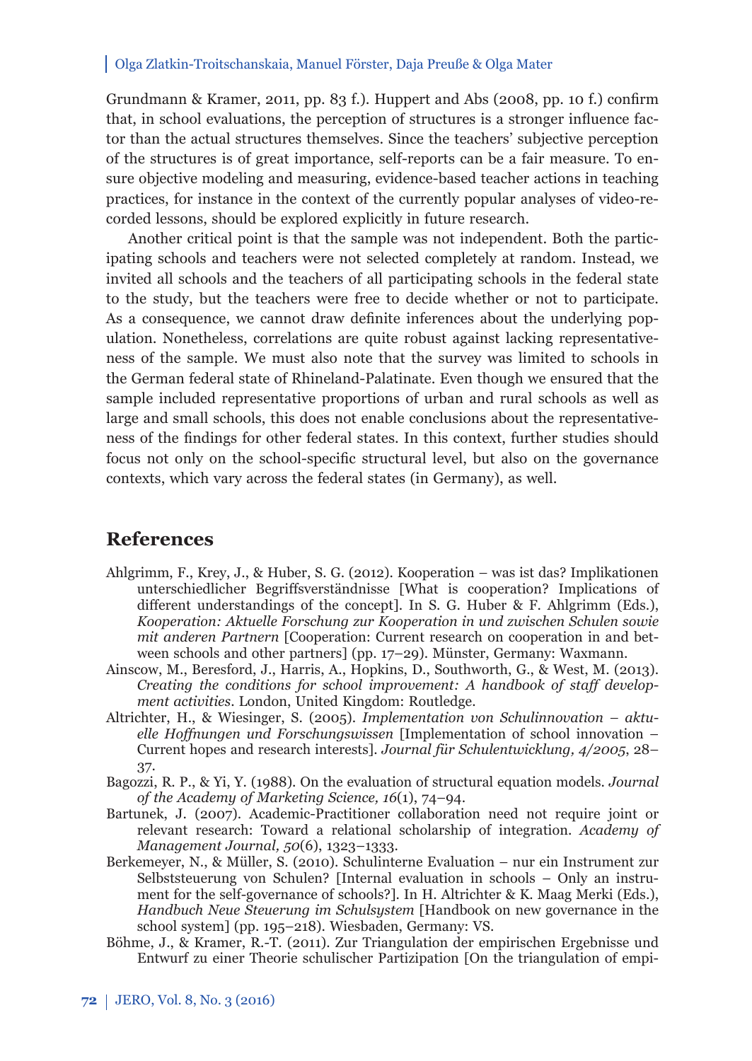Grundmann & Kramer, 2011, pp. 83 f.). Huppert and Abs (2008, pp. 10 f.) confirm that, in school evaluations, the perception of structures is a stronger influence factor than the actual structures themselves. Since the teachers' subjective perception of the structures is of great importance, self-reports can be a fair measure. To ensure objective modeling and measuring, evidence-based teacher actions in teaching practices, for instance in the context of the currently popular analyses of video-recorded lessons, should be explored explicitly in future research.

Another critical point is that the sample was not independent. Both the participating schools and teachers were not selected completely at random. Instead, we invited all schools and the teachers of all participating schools in the federal state to the study, but the teachers were free to decide whether or not to participate. As a consequence, we cannot draw definite inferences about the underlying population. Nonetheless, correlations are quite robust against lacking representativeness of the sample. We must also note that the survey was limited to schools in the German federal state of Rhineland-Palatinate. Even though we ensured that the sample included representative proportions of urban and rural schools as well as large and small schools, this does not enable conclusions about the representativeness of the findings for other federal states. In this context, further studies should focus not only on the school-specific structural level, but also on the governance contexts, which vary across the federal states (in Germany), as well.

## References

Ahlgrimm, F., Krey, J., & Huber, S. G. (2012). Kooperation – was ist das? Implikationen unterschiedlicher Begriffsverständnisse [What is cooperation? Implications of different understandings of the concept]. In S. G. Huber & F. Ahlgrimm (Eds.), *Kooperation: Aktuelle Forschung zur Kooperation in und zwischen Schulen sowie mit anderen Partnern* [Cooperation: Current research on cooperation in and between schools and other partners] (pp. 17–29). Münster, Germany: Waxmann.

Ainscow, M., Beresford, J., Harris, A., Hopkins, D., Southworth, G., & West, M. (2013). *Creating the conditions for school improvement: A handbook of staff development activities*. London, United Kingdom: Routledge.

Altrichter, H., & Wiesinger, S. (2005). *Implementation von Schulinnovation – aktuelle Hoffnungen und Forschungswissen* [Implementation of school innovation – Current hopes and research interests]. *Journal für Schulentwicklung, 4/2005*, 28–37.

Bagozzi, R. P., & Yi, Y. (1988). On the evaluation of structural equation models. *Journal of the Academy of Marketing Science, 16*(1), 74–94.

Bartunek, J. (2007). Academic-Practitioner collaboration need not require joint or relevant research: Toward a relational scholarship of integration. *Academy of Management Journal, 50*(6), 1323–1333.

Berkemeyer, N., & Müller, S. (2010). Schulinterne Evaluation – nur ein Instrument zur Selbststeuerung von Schulen? [Internal evaluation in schools – Only an instrument for the self-governance of schools?]. In H. Altrichter & K. Maag Merki (Eds.), *Handbuch Neue Steuerung im Schulsystem* [Handbook on new governance in the school system] (pp. 195–218). Wiesbaden, Germany: VS.

Böhme, J., & Kramer, R.-T. (2011). Zur Triangulation der empirischen Ergebnisse und Entwurf zu einer Theorie schulischer Partizipation [On the triangulation of empi-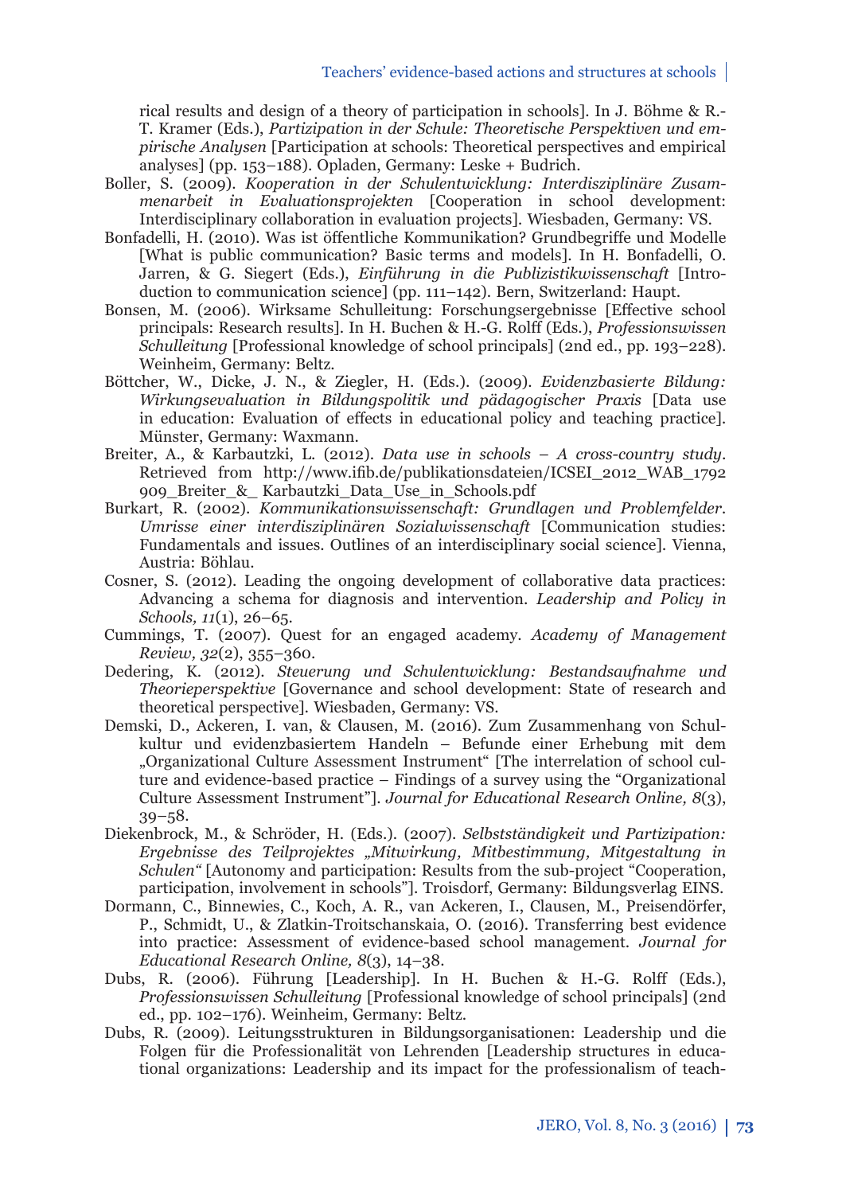rical results and design of a theory of participation in schools]. In J. Böhme & R.-T. Kramer (Eds.), *Partizipation in der Schule: Theoretische Perspektiven und empirische Analysen* [Participation at schools: Theoretical perspectives and empirical analyses] (pp. 153–188). Opladen, Germany: Leske + Budrich.

Boller, S. (2009). *Kooperation in der Schulentwicklung: Interdisziplinäre Zusammenarbeit in Evaluationsprojekten* [Cooperation in school development: Interdisciplinary collaboration in evaluation projects]. Wiesbaden, Germany: VS.

Bonfadelli, H. (2010). Was ist öffentliche Kommunikation? Grundbegriffe und Modelle [What is public communication? Basic terms and models]. In H. Bonfadelli, O. Jarren, & G. Siegert (Eds.), *Einführung in die Publizistikwissenschaft* [Introduction to communication science] (pp. 111–142). Bern, Switzerland: Haupt.

Bonsen, M. (2006). Wirksame Schulleitung: Forschungsergebnisse [Effective school principals: Research results]. In H. Buchen & H.-G. Rolff (Eds.), *Professionswissen Schulleitung* [Professional knowledge of school principals] (2nd ed., pp. 193–228). Weinheim, Germany: Beltz.

Böttcher, W., Dicke, J. N., & Ziegler, H. (Eds.). (2009). *Evidenzbasierte Bildung: Wirkungsevaluation in Bildungspolitik und pädagogischer Praxis* [Data use in education: Evaluation of effects in educational policy and teaching practice]. Münster, Germany: Waxmann.

Breiter, A., & Karbautzki, L. (2012). *Data use in schools – A cross-country study*. Retrieved from http://www.ifib.de/publikationsdateien/ICSEI_2012_WAB_1792909_Breiter_&_ Karbautzki_Data_Use_in_Schools.pdf

Burkart, R. (2002). *Kommunikationswissenschaft: Grundlagen und Problemfelder. Umrisse einer interdisziplinären Sozialwissenschaft* [Communication studies: Fundamentals and issues. Outlines of an interdisciplinary social science]. Vienna, Austria: Böhlau.

Cosner, S. (2012). Leading the ongoing development of collaborative data practices: Advancing a schema for diagnosis and intervention. *Leadership and Policy in Schools, 11*(1), 26–65.

Cummings, T. (2007). Quest for an engaged academy. *Academy of Management Review, 32*(2), 355–360.

Dedering, K. (2012). *Steuerung und Schulentwicklung: Bestandsaufnahme und Theorieperspektive* [Governance and school development: State of research and theoretical perspective]. Wiesbaden, Germany: VS.

Demski, D., Ackeren, I. van, & Clausen, M. (2016). Zum Zusammenhang von Schulkultur und evidenzbasiertem Handeln – Befunde einer Erhebung mit dem „Organizational Culture Assessment Instrument" [The interrelation of school culture and evidence-based practice – Findings of a survey using the "Organizational Culture Assessment Instrument"]. *Journal for Educational Research Online, 8*(3), 39–58.

Diekenbrock, M., & Schröder, H. (Eds.). (2007). *Selbstständigkeit und Partizipation: Ergebnisse des Teilprojektes „Mitwirkung, Mitbestimmung, Mitgestaltung in Schulen"* [Autonomy and participation: Results from the sub-project "Cooperation, participation, involvement in schools"]. Troisdorf, Germany: Bildungsverlag EINS.

Dormann, C., Binnewies, C., Koch, A. R., van Ackeren, I., Clausen, M., Preisendörfer, P., Schmidt, U., & Zlatkin-Troitschanskaia, O. (2016). Transferring best evidence into practice: Assessment of evidence-based school management. *Journal for Educational Research Online, 8*(3), 14–38.

Dubs, R. (2006). Führung [Leadership]. In H. Buchen & H.-G. Rolff (Eds.), *Professionswissen Schulleitung* [Professional knowledge of school principals] (2nd ed., pp. 102–176). Weinheim, Germany: Beltz.

Dubs, R. (2009). Leitungsstrukturen in Bildungsorganisationen: Leadership und die Folgen für die Professionalität von Lehrenden [Leadership structures in educational organizations: Leadership and its impact for the professionalism of teach-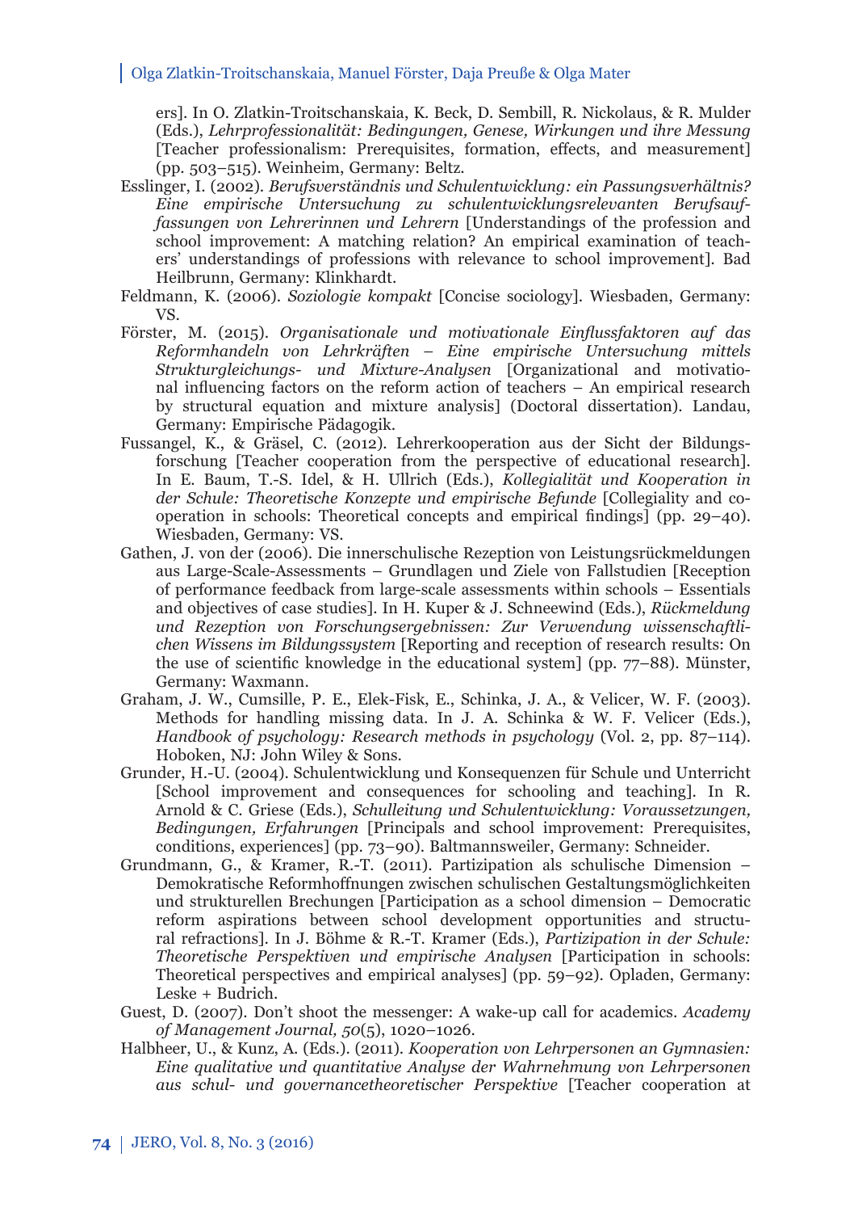ers]. In O. Zlatkin-Troitschanskaia, K. Beck, D. Sembill, R. Nickolaus, & R. Mulder (Eds.), *Lehrprofessionalität: Bedingungen, Genese, Wirkungen und ihre Messung* [Teacher professionalism: Prerequisites, formation, effects, and measurement] (pp. 503–515). Weinheim, Germany: Beltz.

Esslinger, I. (2002). *Berufsverständnis und Schulentwicklung: ein Passungsverhältnis? Eine empirische Untersuchung zu schulentwicklungsrelevanten Berufsauffassungen von Lehrerinnen und Lehrern* [Understandings of the profession and school improvement: A matching relation? An empirical examination of teachers' understandings of professions with relevance to school improvement]. Bad Heilbrunn, Germany: Klinkhardt.

Feldmann, K. (2006). *Soziologie kompakt* [Concise sociology]. Wiesbaden, Germany: VS.

Förster, M. (2015). *Organisationale und motivationale Einflussfaktoren auf das Reformhandeln von Lehrkräften – Eine empirische Untersuchung mittels Strukturgleichungs- und Mixture-Analysen* [Organizational and motivational influencing factors on the reform action of teachers – An empirical research by structural equation and mixture analysis] (Doctoral dissertation). Landau, Germany: Empirische Pädagogik.

Fussangel, K., & Gräsel, C. (2012). Lehrerkooperation aus der Sicht der Bildungsforschung [Teacher cooperation from the perspective of educational research]. In E. Baum, T.-S. Idel, & H. Ullrich (Eds.), *Kollegialität und Kooperation in der Schule: Theoretische Konzepte und empirische Befunde* [Collegiality and cooperation in schools: Theoretical concepts and empirical findings] (pp. 29–40). Wiesbaden, Germany: VS.

Gathen, J. von der (2006). Die innerschulische Rezeption von Leistungsrückmeldungen aus Large-Scale-Assessments – Grundlagen und Ziele von Fallstudien [Reception of performance feedback from large-scale assessments within schools – Essentials and objectives of case studies]. In H. Kuper & J. Schneewind (Eds.), *Rückmeldung und Rezeption von Forschungsergebnissen: Zur Verwendung wissenschaftlichen Wissens im Bildungssystem* [Reporting and reception of research results: On the use of scientific knowledge in the educational system] (pp. 77–88). Münster, Germany: Waxmann.

Graham, J. W., Cumsille, P. E., Elek-Fisk, E., Schinka, J. A., & Velicer, W. F. (2003). Methods for handling missing data. In J. A. Schinka & W. F. Velicer (Eds.), *Handbook of psychology: Research methods in psychology* (Vol. 2, pp. 87–114). Hoboken, NJ: John Wiley & Sons.

Grunder, H.-U. (2004). Schulentwicklung und Konsequenzen für Schule und Unterricht [School improvement and consequences for schooling and teaching]. In R. Arnold & C. Griese (Eds.), *Schulleitung und Schulentwicklung: Voraussetzungen, Bedingungen, Erfahrungen* [Principals and school improvement: Prerequisites, conditions, experiences] (pp. 73–90). Baltmannsweiler, Germany: Schneider.

Grundmann, G., & Kramer, R.-T. (2011). Partizipation als schulische Dimension – Demokratische Reformhoffnungen zwischen schulischen Gestaltungsmöglichkeiten und strukturellen Brechungen [Participation as a school dimension – Democratic reform aspirations between school development opportunities and structural refractions]. In J. Böhme & R.-T. Kramer (Eds.), *Partizipation in der Schule: Theoretische Perspektiven und empirische Analysen* [Participation in schools: Theoretical perspectives and empirical analyses] (pp. 59–92). Opladen, Germany: Leske + Budrich.

Guest, D. (2007). Don't shoot the messenger: A wake-up call for academics. *Academy of Management Journal, 50*(5), 1020–1026.

Halbheer, U., & Kunz, A. (Eds.). (2011). *Kooperation von Lehrpersonen an Gymnasien: Eine qualitative und quantitative Analyse der Wahrnehmung von Lehrpersonen aus schul- und governancetheoretischer Perspektive* [Teacher cooperation at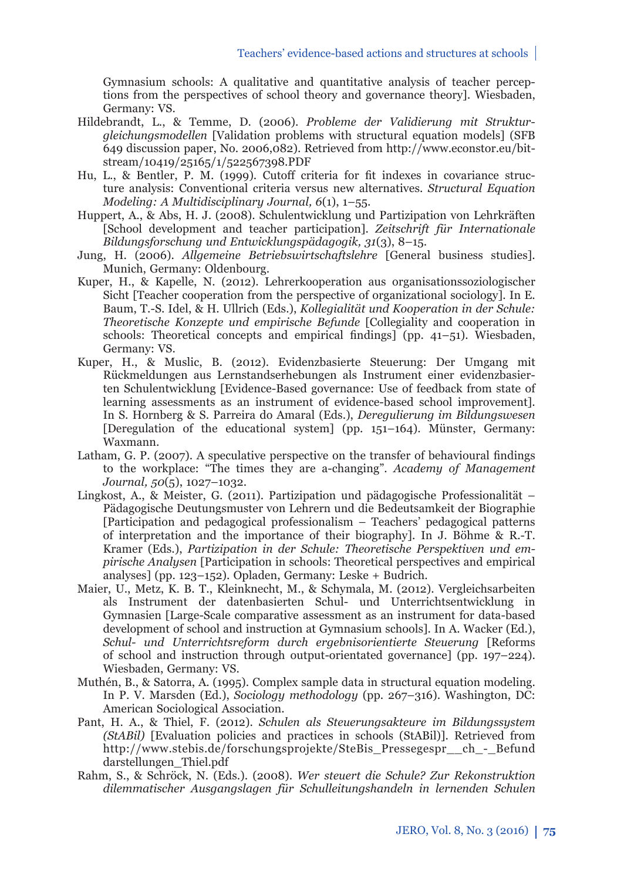Gymnasium schools: A qualitative and quantitative analysis of teacher perceptions from the perspectives of school theory and governance theory]. Wiesbaden, Germany: VS.

Hildebrandt, L., & Temme, D. (2006). *Probleme der Validierung mit Strukturgleichungsmodellen* [Validation problems with structural equation models] (SFB 649 discussion paper, No. 2006,082). Retrieved from http://www.econstor.eu/bitstream/10419/25165/1/522567398.PDF

Hu, L., & Bentler, P. M. (1999). Cutoff criteria for fit indexes in covariance structure analysis: Conventional criteria versus new alternatives. *Structural Equation Modeling: A Multidisciplinary Journal, 6*(1), 1–55.

Huppert, A., & Abs, H. J. (2008). Schulentwicklung und Partizipation von Lehrkräften [School development and teacher participation]. *Zeitschrift für Internationale Bildungsforschung und Entwicklungspädagogik, 31*(3), 8–15.

Jung, H. (2006). *Allgemeine Betriebswirtschaftslehre* [General business studies]. Munich, Germany: Oldenbourg.

Kuper, H., & Kapelle, N. (2012). Lehrerkooperation aus organisationssoziologischer Sicht [Teacher cooperation from the perspective of organizational sociology]. In E. Baum, T.-S. Idel, & H. Ullrich (Eds.), *Kollegialität und Kooperation in der Schule: Theoretische Konzepte und empirische Befunde* [Collegiality and cooperation in schools: Theoretical concepts and empirical findings] (pp. 41–51). Wiesbaden, Germany: VS.

Kuper, H., & Muslic, B. (2012). Evidenzbasierte Steuerung: Der Umgang mit Rückmeldungen aus Lernstandserhebungen als Instrument einer evidenzbasierten Schulentwicklung [Evidence-Based governance: Use of feedback from state of learning assessments as an instrument of evidence-based school improvement]. In S. Hornberg & S. Parreira do Amaral (Eds.), *Deregulierung im Bildungswesen* [Deregulation of the educational system] (pp. 151–164). Münster, Germany: Waxmann.

Latham, G. P. (2007). A speculative perspective on the transfer of behavioural findings to the workplace: "The times they are a-changing". *Academy of Management Journal, 50*(5), 1027–1032.

Lingkost, A., & Meister, G. (2011). Partizipation und pädagogische Professionalität – Pädagogische Deutungsmuster von Lehrern und die Bedeutsamkeit der Biographie [Participation and pedagogical professionalism – Teachers' pedagogical patterns of interpretation and the importance of their biography]. In J. Böhme & R.-T. Kramer (Eds.), *Partizipation in der Schule: Theoretische Perspektiven und empirische Analysen* [Participation in schools: Theoretical perspectives and empirical analyses] (pp. 123–152). Opladen, Germany: Leske + Budrich.

Maier, U., Metz, K. B. T., Kleinknecht, M., & Schymala, M. (2012). Vergleichsarbeiten als Instrument der datenbasierten Schul- und Unterrichtsentwicklung in Gymnasien [Large-Scale comparative assessment as an instrument for data-based development of school and instruction at Gymnasium schools]. In A. Wacker (Ed.), *Schul- und Unterrichtsreform durch ergebnisorientierte Steuerung* [Reforms of school and instruction through output-orientated governance] (pp. 197–224). Wiesbaden, Germany: VS.

Muthén, B., & Satorra, A. (1995). Complex sample data in structural equation modeling. In P. V. Marsden (Ed.), *Sociology methodology* (pp. 267–316). Washington, DC: American Sociological Association.

Pant, H. A., & Thiel, F. (2012). *Schulen als Steuerungsakteure im Bildungssystem (StABil)* [Evaluation policies and practices in schools (StABil)]. Retrieved from http://www.stebis.de/forschungsprojekte/SteBis_Pressegespr__ch_-_Befund darstellungen_Thiel.pdf

Rahm, S., & Schröck, N. (Eds.). (2008). *Wer steuert die Schule? Zur Rekonstruktion dilemmatischer Ausgangslagen für Schulleitungshandeln in lernenden Schulen*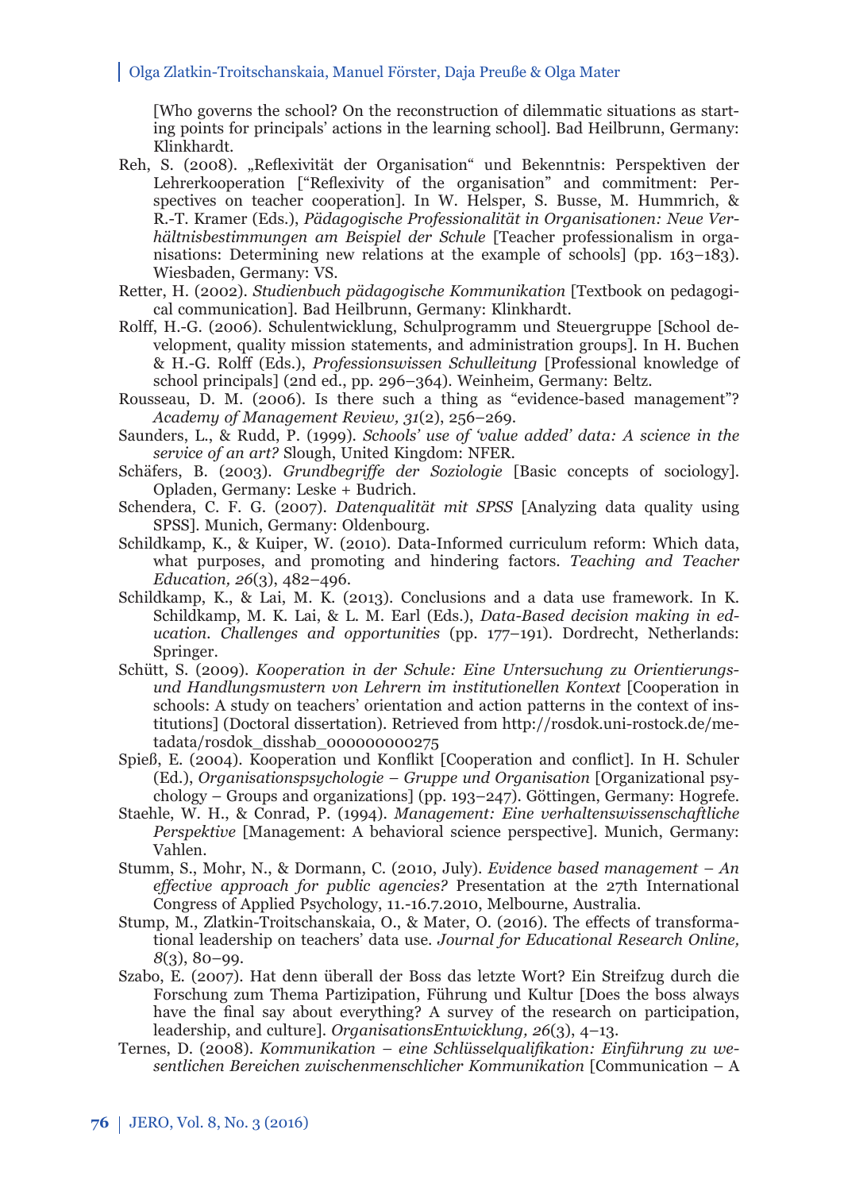[Who governs the school? On the reconstruction of dilemmatic situations as starting points for principals' actions in the learning school]. Bad Heilbrunn, Germany: Klinkhardt.

Reh, S. (2008). „Reflexivität der Organisation" und Bekenntnis: Perspektiven der Lehrerkooperation ["Reflexivity of the organisation" and commitment: Perspectives on teacher cooperation]. In W. Helsper, S. Busse, M. Hummrich, & R.-T. Kramer (Eds.), *Pädagogische Professionalität in Organisationen: Neue Verhältnisbestimmungen am Beispiel der Schule* [Teacher professionalism in organisations: Determining new relations at the example of schools] (pp. 163–183). Wiesbaden, Germany: VS.

Retter, H. (2002). *Studienbuch pädagogische Kommunikation* [Textbook on pedagogical communication]. Bad Heilbrunn, Germany: Klinkhardt.

Rolff, H.-G. (2006). Schulentwicklung, Schulprogramm und Steuergruppe [School development, quality mission statements, and administration groups]. In H. Buchen & H.-G. Rolff (Eds.), *Professionswissen Schulleitung* [Professional knowledge of school principals] (2nd ed., pp. 296–364). Weinheim, Germany: Beltz.

Rousseau, D. M. (2006). Is there such a thing as "evidence-based management"? *Academy of Management Review, 31*(2), 256–269.

Saunders, L., & Rudd, P. (1999). *Schools' use of 'value added' data: A science in the service of an art?* Slough, United Kingdom: NFER.

Schäfers, B. (2003). *Grundbegriffe der Soziologie* [Basic concepts of sociology]. Opladen, Germany: Leske + Budrich.

Schendera, C. F. G. (2007). *Datenqualität mit SPSS* [Analyzing data quality using SPSS]. Munich, Germany: Oldenbourg.

Schildkamp, K., & Kuiper, W. (2010). Data-Informed curriculum reform: Which data, what purposes, and promoting and hindering factors. *Teaching and Teacher Education, 26*(3), 482–496.

Schildkamp, K., & Lai, M. K. (2013). Conclusions and a data use framework. In K. Schildkamp, M. K. Lai, & L. M. Earl (Eds.), *Data-Based decision making in education. Challenges and opportunities* (pp. 177–191). Dordrecht, Netherlands: Springer.

Schütt, S. (2009). *Kooperation in der Schule: Eine Untersuchung zu Orientierungs- und Handlungsmustern von Lehrern im institutionellen Kontext* [Cooperation in schools: A study on teachers' orientation and action patterns in the context of institutions] (Doctoral dissertation). Retrieved from http://rosdok.uni-rostock.de/metadata/rosdok_disshab_000000000275

Spieß, E. (2004). Kooperation und Konflikt [Cooperation and conflict]. In H. Schuler (Ed.), *Organisationspsychologie – Gruppe und Organisation* [Organizational psychology – Groups and organizations] (pp. 193–247). Göttingen, Germany: Hogrefe.

Staehle, W. H., & Conrad, P. (1994). *Management: Eine verhaltenswissenschaftliche Perspektive* [Management: A behavioral science perspective]. Munich, Germany: Vahlen.

Stumm, S., Mohr, N., & Dormann, C. (2010, July). *Evidence based management – An effective approach for public agencies?* Presentation at the 27th International Congress of Applied Psychology, 11.-16.7.2010, Melbourne, Australia.

Stump, M., Zlatkin-Troitschanskaia, O., & Mater, O. (2016). The effects of transformational leadership on teachers' data use. *Journal for Educational Research Online, 8*(3), 80–99.

Szabo, E. (2007). Hat denn überall der Boss das letzte Wort? Ein Streifzug durch die Forschung zum Thema Partizipation, Führung und Kultur [Does the boss always have the final say about everything? A survey of the research on participation, leadership, and culture]. *OrganisationsEntwicklung, 26*(3), 4–13.

Ternes, D. (2008). *Kommunikation – eine Schlüsselqualifikation: Einführung zu wesentlichen Bereichen zwischenmenschlicher Kommunikation* [Communication – A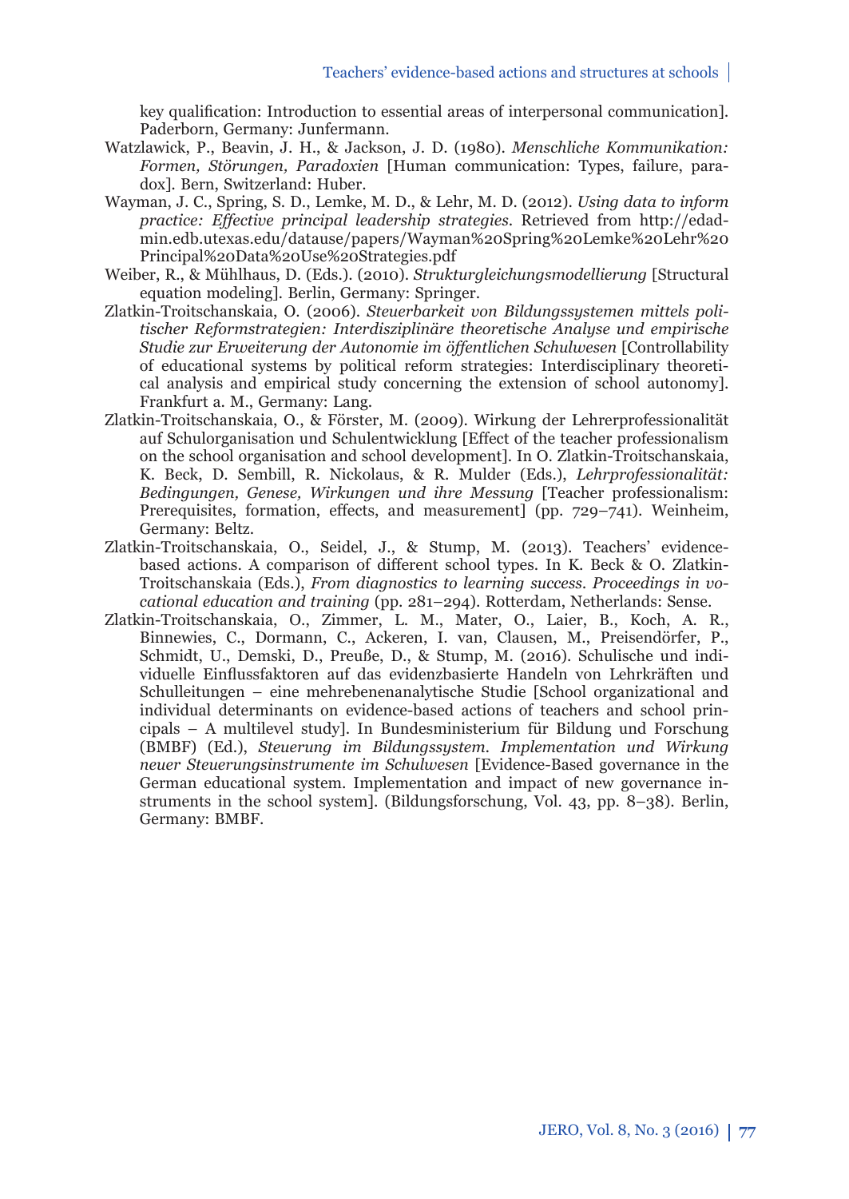key qualification: Introduction to essential areas of interpersonal communication]. Paderborn, Germany: Junfermann.

Watzlawick, P., Beavin, J. H., & Jackson, J. D. (1980). *Menschliche Kommunikation: Formen, Störungen, Paradoxien* [Human communication: Types, failure, paradox]. Bern, Switzerland: Huber.

Wayman, J. C., Spring, S. D., Lemke, M. D., & Lehr, M. D. (2012). *Using data to inform practice: Effective principal leadership strategies*. Retrieved from http://edadmin.edb.utexas.edu/datause/papers/Wayman%20Spring%20Lemke%20Lehr%20Principal%20Data%20Use%20Strategies.pdf

Weiber, R., & Mühlhaus, D. (Eds.). (2010). *Strukturgleichungsmodellierung* [Structural equation modeling]. Berlin, Germany: Springer.

Zlatkin-Troitschanskaia, O. (2006). *Steuerbarkeit von Bildungssystemen mittels politischer Reformstrategien: Interdisziplinäre theoretische Analyse und empirische Studie zur Erweiterung der Autonomie im öffentlichen Schulwesen* [Controllability of educational systems by political reform strategies: Interdisciplinary theoretical analysis and empirical study concerning the extension of school autonomy]. Frankfurt a. M., Germany: Lang.

Zlatkin-Troitschanskaia, O., & Förster, M. (2009). Wirkung der Lehrerprofessionalität auf Schulorganisation und Schulentwicklung [Effect of the teacher professionalism on the school organisation and school development]. In O. Zlatkin-Troitschanskaia, K. Beck, D. Sembill, R. Nickolaus, & R. Mulder (Eds.), *Lehrprofessionalität: Bedingungen, Genese, Wirkungen und ihre Messung* [Teacher professionalism: Prerequisites, formation, effects, and measurement] (pp. 729–741). Weinheim, Germany: Beltz.

Zlatkin-Troitschanskaia, O., Seidel, J., & Stump, M. (2013). Teachers' evidence-based actions. A comparison of different school types. In K. Beck & O. Zlatkin-Troitschanskaia (Eds.), *From diagnostics to learning success. Proceedings in vocational education and training* (pp. 281–294). Rotterdam, Netherlands: Sense.

Zlatkin-Troitschanskaia, O., Zimmer, L. M., Mater, O., Laier, B., Koch, A. R., Binnewies, C., Dormann, C., Ackeren, I. van, Clausen, M., Preisendörfer, P., Schmidt, U., Demski, D., Preuße, D., & Stump, M. (2016). Schulische und individuelle Einflussfaktoren auf das evidenzbasierte Handeln von Lehrkräften und Schulleitungen – eine mehrebenenanalytische Studie [School organizational and individual determinants on evidence-based actions of teachers and school principals – A multilevel study]. In Bundesministerium für Bildung und Forschung (BMBF) (Ed.), *Steuerung im Bildungssystem. Implementation und Wirkung neuer Steuerungsinstrumente im Schulwesen* [Evidence-Based governance in the German educational system. Implementation and impact of new governance instruments in the school system]. (Bildungsforschung, Vol. 43, pp. 8–38). Berlin, Germany: BMBF.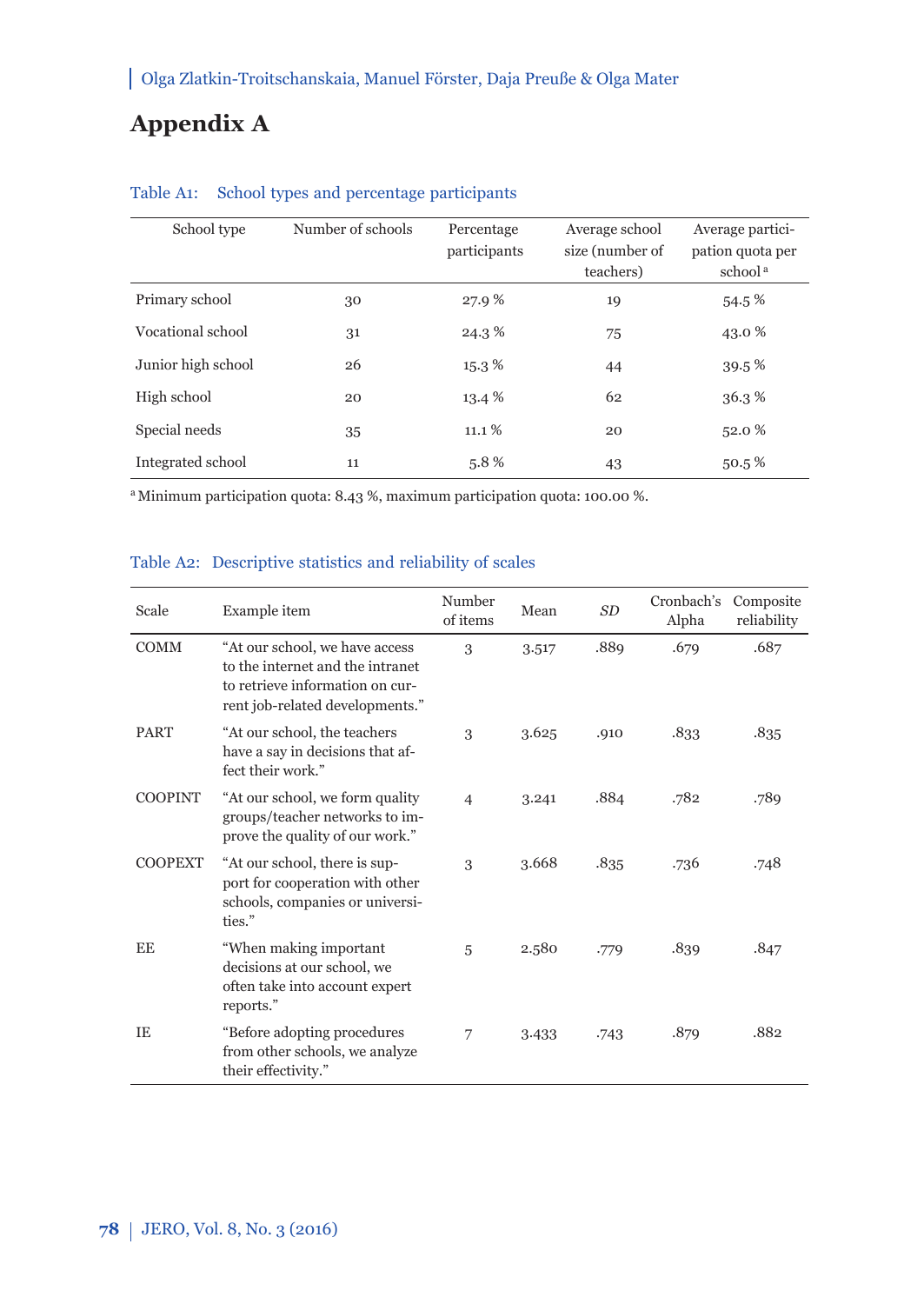# Appendix A

Table A1: School types and percentage participants

| School type | Number of schools | Percentage participants | Average school size (number of teachers) | Average participation quota per school [a] |
|---|---|---|---|---|
| Primary school | 30 | 27.9 % | 19 | 54.5 % |
| Vocational school | 31 | 24.3 % | 75 | 43.0 % |
| Junior high school | 26 | 15.3 % | 44 | 39.5 % |
| High school | 20 | 13.4 % | 62 | 36.3 % |
| Special needs | 35 | 11.1 % | 20 | 52.0 % |
| Integrated school | 11 | 5.8 % | 43 | 50.5 % |

[a] Minimum participation quota: 8.43 %, maximum participation quota: 100.00 %.

Table A2: Descriptive statistics and reliability of scales

| Scale | Example item | Number of items | Mean | *SD* | Cronbach's Alpha | Composite reliability |
|---|---|---|---|---|---|---|
| COMM | "At our school, we have access to the internet and the intranet to retrieve information on current job-related developments." | 3 | 3.517 | .889 | .679 | .687 |
| PART | "At our school, the teachers have a say in decisions that affect their work." | 3 | 3.625 | .910 | .833 | .835 |
| COOPINT | "At our school, we form quality groups/teacher networks to improve the quality of our work." | 4 | 3.241 | .884 | .782 | .789 |
| COOPEXT | "At our school, there is support for cooperation with other schools, companies or universities." | 3 | 3.668 | .835 | .736 | .748 |
| EE | "When making important decisions at our school, we often take into account expert reports." | 5 | 2.580 | .779 | .839 | .847 |
| IE | "Before adopting procedures from other schools, we analyze their effectivity." | 7 | 3.433 | .743 | .879 | .882 |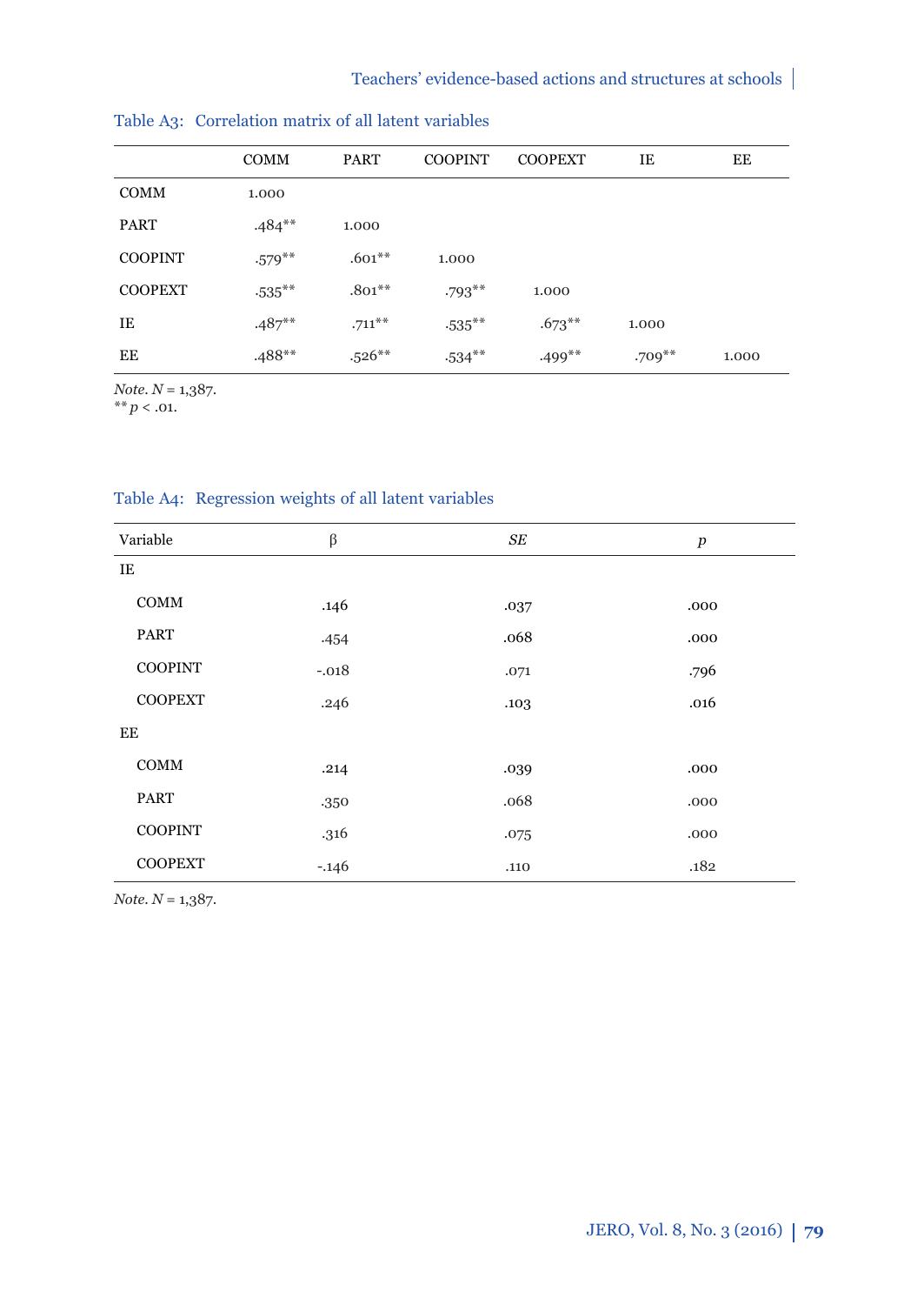Table A3: Correlation matrix of all latent variables

| | COMM | PART | COOPINT | COOPEXT | IE | EE |
|---|---|---|---|---|---|---|
| COMM | 1.000 | | | | | |
| PART | .484** | 1.000 | | | | |
| COOPINT | .579** | .601** | 1.000 | | | |
| COOPEXT | .535** | .801** | .793** | 1.000 | | |
| IE | .487** | .711** | .535** | .673** | 1.000 | |
| EE | .488** | .526** | .534** | .499** | .709** | 1.000 |

*Note.* $N$ = 1,387.
** $p$ < .01.

Table A4: Regression weights of all latent variables

| Variable | β | *SE* | *p* |
|---|---|---|---|
| IE | | | |
| COMM | .146 | .037 | .000 |
| PART | .454 | .068 | .000 |
| COOPINT | -.018 | .071 | .796 |
| COOPEXT | .246 | .103 | .016 |
| EE | | | |
| COMM | .214 | .039 | .000 |
| PART | .350 | .068 | .000 |
| COOPINT | .316 | .075 | .000 |
| COOPEXT | -.146 | .110 | .182 |

*Note.* $N$ = 1,387.